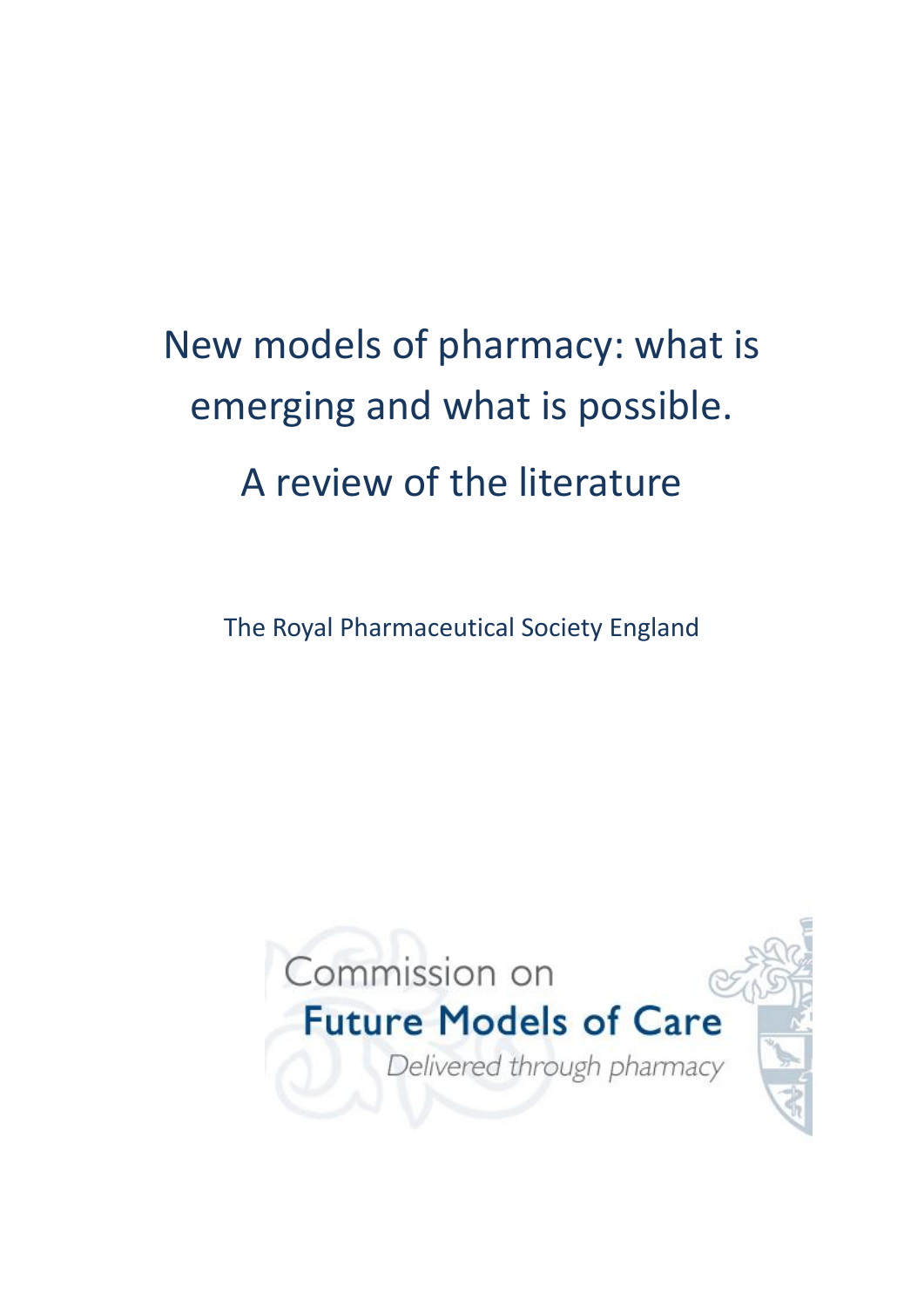# New models of pharmacy: what is emerging and what is possible. A review of the literature

The Royal Pharmaceutical Society England

Commission on

**Future Models of Care**

*Delivered through pharmacy*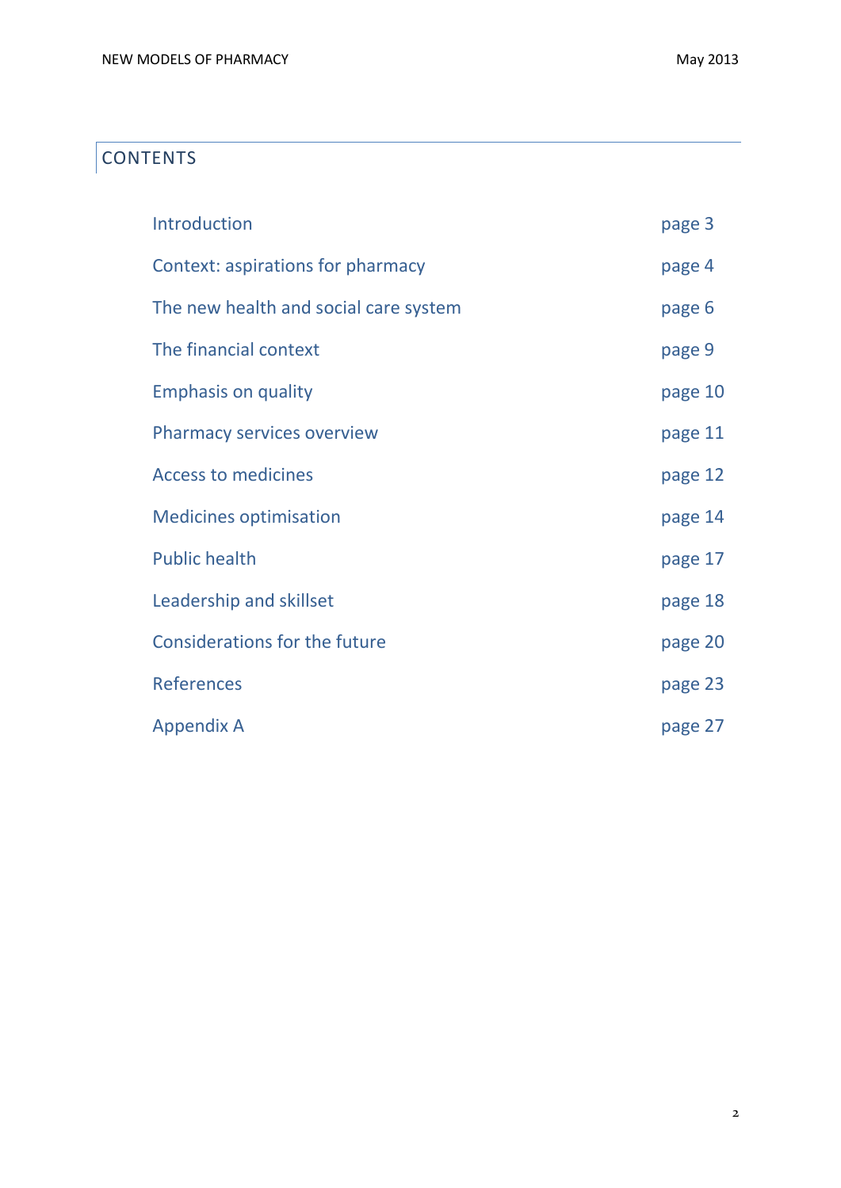## CONTENTS

| | |
|---|---|
| Introduction | page 3 |
| Context: aspirations for pharmacy | page 4 |
| The new health and social care system | page 6 |
| The financial context | page 9 |
| Emphasis on quality | page 10 |
| Pharmacy services overview | page 11 |
| Access to medicines | page 12 |
| Medicines optimisation | page 14 |
| Public health | page 17 |
| Leadership and skillset | page 18 |
| Considerations for the future | page 20 |
| References | page 23 |
| Appendix A | page 27 |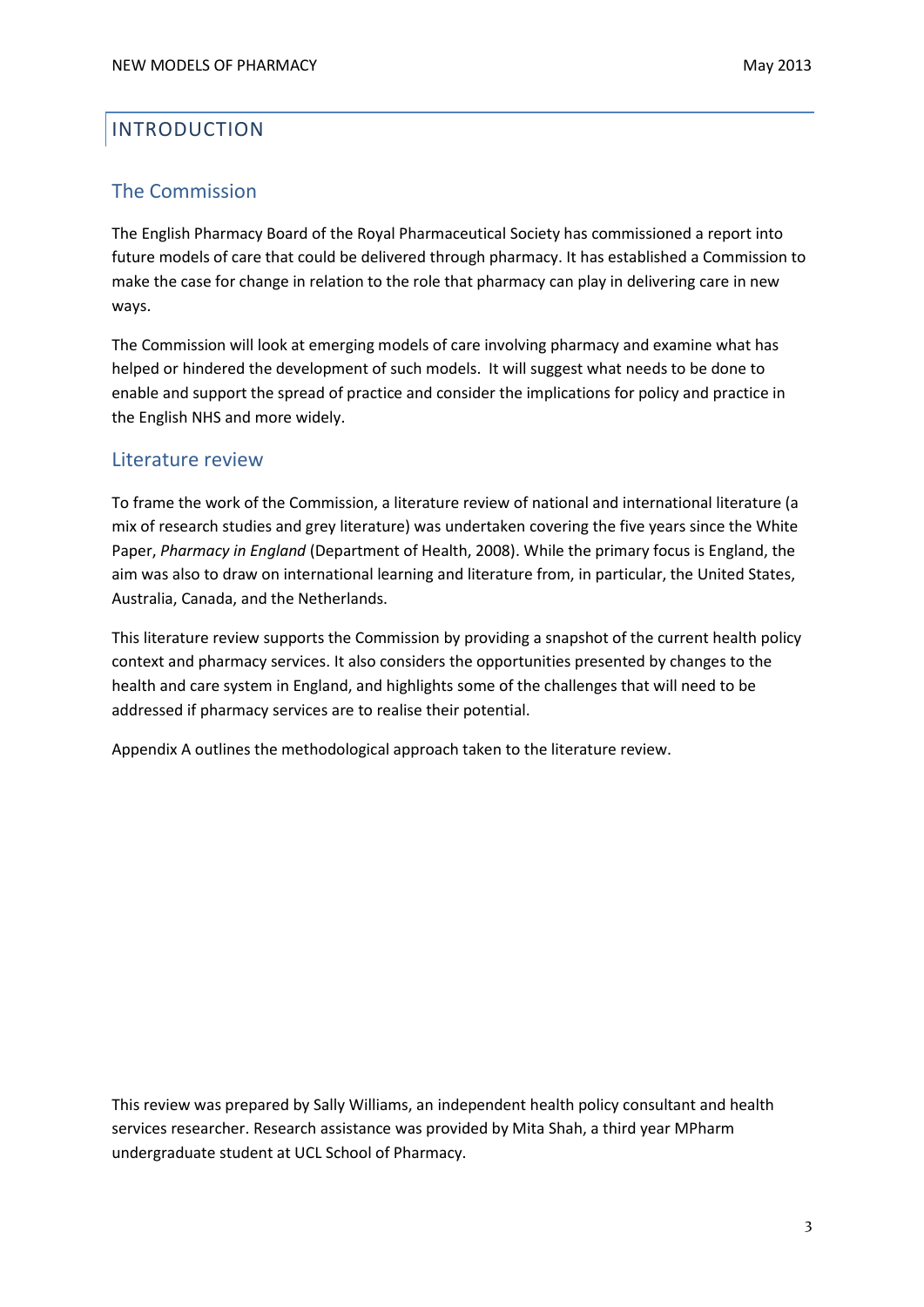# INTRODUCTION

## The Commission

The English Pharmacy Board of the Royal Pharmaceutical Society has commissioned a report into future models of care that could be delivered through pharmacy. It has established a Commission to make the case for change in relation to the role that pharmacy can play in delivering care in new ways.

The Commission will look at emerging models of care involving pharmacy and examine what has helped or hindered the development of such models. It will suggest what needs to be done to enable and support the spread of practice and consider the implications for policy and practice in the English NHS and more widely.

## Literature review

To frame the work of the Commission, a literature review of national and international literature (a mix of research studies and grey literature) was undertaken covering the five years since the White Paper, *Pharmacy in England* (Department of Health, 2008). While the primary focus is England, the aim was also to draw on international learning and literature from, in particular, the United States, Australia, Canada, and the Netherlands.

This literature review supports the Commission by providing a snapshot of the current health policy context and pharmacy services. It also considers the opportunities presented by changes to the health and care system in England, and highlights some of the challenges that will need to be addressed if pharmacy services are to realise their potential.

Appendix A outlines the methodological approach taken to the literature review.

This review was prepared by Sally Williams, an independent health policy consultant and health services researcher. Research assistance was provided by Mita Shah, a third year MPharm undergraduate student at UCL School of Pharmacy.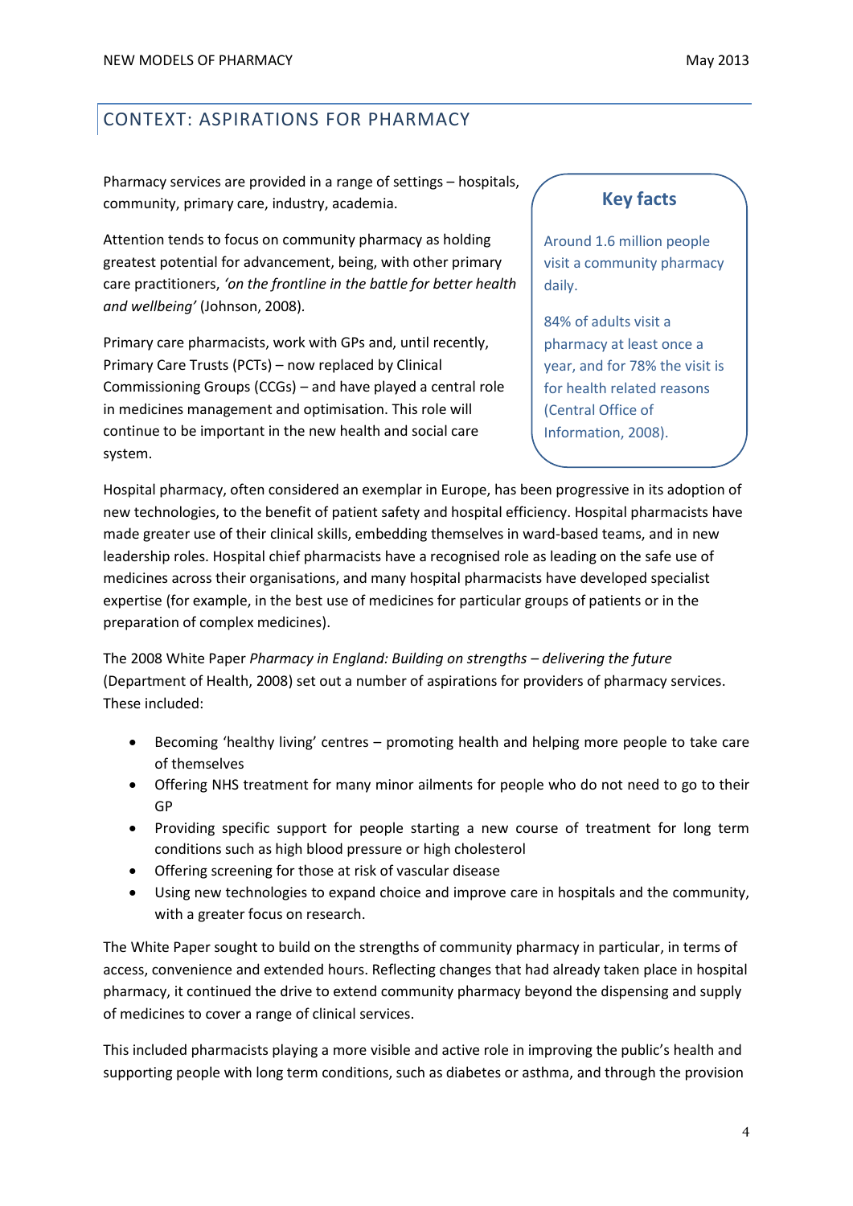## CONTEXT: ASPIRATIONS FOR PHARMACY

Pharmacy services are provided in a range of settings – hospitals, community, primary care, industry, academia.

Attention tends to focus on community pharmacy as holding greatest potential for advancement, being, with other primary care practitioners, *'on the frontline in the battle for better health and wellbeing'* (Johnson, 2008).

Primary care pharmacists, work with GPs and, until recently, Primary Care Trusts (PCTs) – now replaced by Clinical Commissioning Groups (CCGs) – and have played a central role in medicines management and optimisation. This role will continue to be important in the new health and social care system.

> **Key facts**
>
> Around 1.6 million people visit a community pharmacy daily.
>
> 84% of adults visit a pharmacy at least once a year, and for 78% the visit is for health related reasons (Central Office of Information, 2008).

Hospital pharmacy, often considered an exemplar in Europe, has been progressive in its adoption of new technologies, to the benefit of patient safety and hospital efficiency. Hospital pharmacists have made greater use of their clinical skills, embedding themselves in ward-based teams, and in new leadership roles. Hospital chief pharmacists have a recognised role as leading on the safe use of medicines across their organisations, and many hospital pharmacists have developed specialist expertise (for example, in the best use of medicines for particular groups of patients or in the preparation of complex medicines).

The 2008 White Paper *Pharmacy in England: Building on strengths – delivering the future* (Department of Health, 2008) set out a number of aspirations for providers of pharmacy services. These included:

- Becoming 'healthy living' centres – promoting health and helping more people to take care of themselves
- Offering NHS treatment for many minor ailments for people who do not need to go to their GP
- Providing specific support for people starting a new course of treatment for long term conditions such as high blood pressure or high cholesterol
- Offering screening for those at risk of vascular disease
- Using new technologies to expand choice and improve care in hospitals and the community, with a greater focus on research.

The White Paper sought to build on the strengths of community pharmacy in particular, in terms of access, convenience and extended hours. Reflecting changes that had already taken place in hospital pharmacy, it continued the drive to extend community pharmacy beyond the dispensing and supply of medicines to cover a range of clinical services.

This included pharmacists playing a more visible and active role in improving the public's health and supporting people with long term conditions, such as diabetes or asthma, and through the provision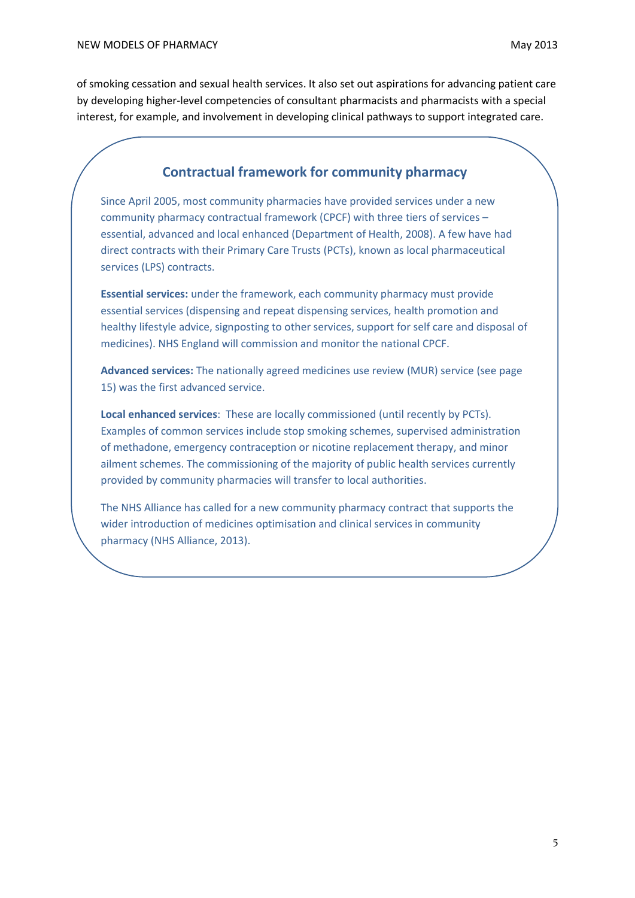of smoking cessation and sexual health services. It also set out aspirations for advancing patient care by developing higher-level competencies of consultant pharmacists and pharmacists with a special interest, for example, and involvement in developing clinical pathways to support integrated care.

### Contractual framework for community pharmacy

Since April 2005, most community pharmacies have provided services under a new community pharmacy contractual framework (CPCF) with three tiers of services – essential, advanced and local enhanced (Department of Health, 2008). A few have had direct contracts with their Primary Care Trusts (PCTs), known as local pharmaceutical services (LPS) contracts.

**Essential services:** under the framework, each community pharmacy must provide essential services (dispensing and repeat dispensing services, health promotion and healthy lifestyle advice, signposting to other services, support for self care and disposal of medicines). NHS England will commission and monitor the national CPCF.

**Advanced services:** The nationally agreed medicines use review (MUR) service (see page 15) was the first advanced service.

**Local enhanced services**: These are locally commissioned (until recently by PCTs). Examples of common services include stop smoking schemes, supervised administration of methadone, emergency contraception or nicotine replacement therapy, and minor ailment schemes. The commissioning of the majority of public health services currently provided by community pharmacies will transfer to local authorities.

The NHS Alliance has called for a new community pharmacy contract that supports the wider introduction of medicines optimisation and clinical services in community pharmacy (NHS Alliance, 2013).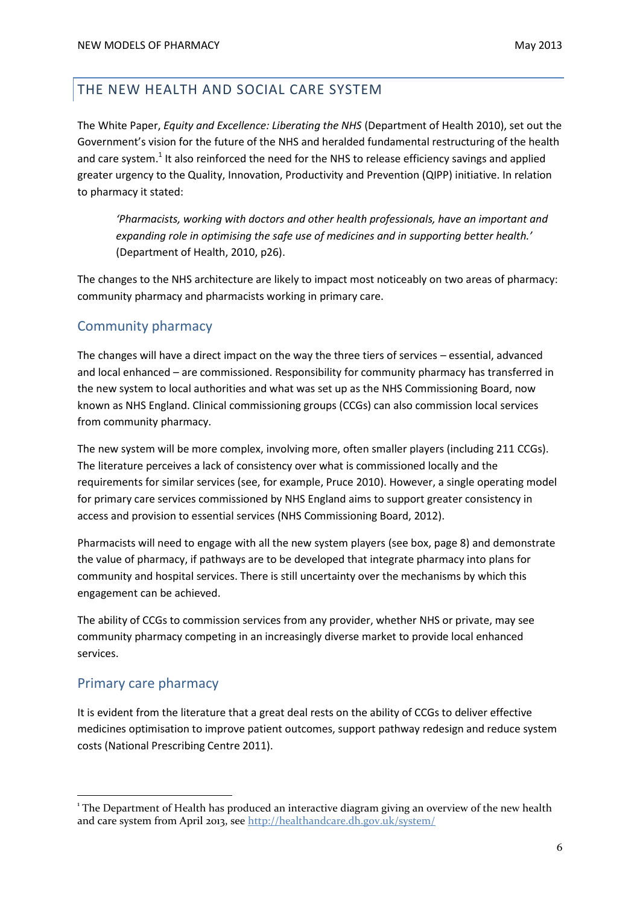## THE NEW HEALTH AND SOCIAL CARE SYSTEM

The White Paper, *Equity and Excellence: Liberating the NHS* (Department of Health 2010), set out the Government's vision for the future of the NHS and heralded fundamental restructuring of the health and care system.[1] It also reinforced the need for the NHS to release efficiency savings and applied greater urgency to the Quality, Innovation, Productivity and Prevention (QIPP) initiative. In relation to pharmacy it stated:

> *'Pharmacists, working with doctors and other health professionals, have an important and expanding role in optimising the safe use of medicines and in supporting better health.'* (Department of Health, 2010, p26).

The changes to the NHS architecture are likely to impact most noticeably on two areas of pharmacy: community pharmacy and pharmacists working in primary care.

### Community pharmacy

The changes will have a direct impact on the way the three tiers of services – essential, advanced and local enhanced – are commissioned. Responsibility for community pharmacy has transferred in the new system to local authorities and what was set up as the NHS Commissioning Board, now known as NHS England. Clinical commissioning groups (CCGs) can also commission local services from community pharmacy.

The new system will be more complex, involving more, often smaller players (including 211 CCGs). The literature perceives a lack of consistency over what is commissioned locally and the requirements for similar services (see, for example, Pruce 2010). However, a single operating model for primary care services commissioned by NHS England aims to support greater consistency in access and provision to essential services (NHS Commissioning Board, 2012).

Pharmacists will need to engage with all the new system players (see box, page 8) and demonstrate the value of pharmacy, if pathways are to be developed that integrate pharmacy into plans for community and hospital services. There is still uncertainty over the mechanisms by which this engagement can be achieved.

The ability of CCGs to commission services from any provider, whether NHS or private, may see community pharmacy competing in an increasingly diverse market to provide local enhanced services.

### Primary care pharmacy

It is evident from the literature that a great deal rests on the ability of CCGs to deliver effective medicines optimisation to improve patient outcomes, support pathway redesign and reduce system costs (National Prescribing Centre 2011).

---

[1] The Department of Health has produced an interactive diagram giving an overview of the new health and care system from April 2013, see http://healthandcare.dh.gov.uk/system/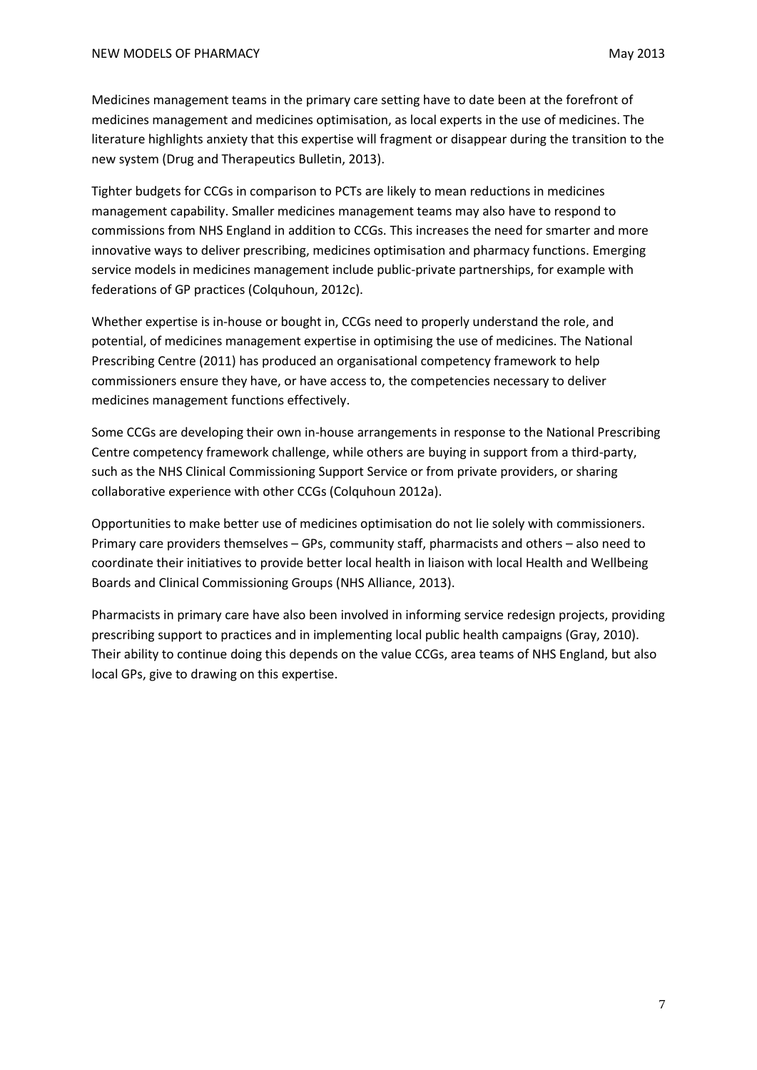Medicines management teams in the primary care setting have to date been at the forefront of medicines management and medicines optimisation, as local experts in the use of medicines. The literature highlights anxiety that this expertise will fragment or disappear during the transition to the new system (Drug and Therapeutics Bulletin, 2013).

Tighter budgets for CCGs in comparison to PCTs are likely to mean reductions in medicines management capability. Smaller medicines management teams may also have to respond to commissions from NHS England in addition to CCGs. This increases the need for smarter and more innovative ways to deliver prescribing, medicines optimisation and pharmacy functions. Emerging service models in medicines management include public-private partnerships, for example with federations of GP practices (Colquhoun, 2012c).

Whether expertise is in-house or bought in, CCGs need to properly understand the role, and potential, of medicines management expertise in optimising the use of medicines. The National Prescribing Centre (2011) has produced an organisational competency framework to help commissioners ensure they have, or have access to, the competencies necessary to deliver medicines management functions effectively.

Some CCGs are developing their own in-house arrangements in response to the National Prescribing Centre competency framework challenge, while others are buying in support from a third-party, such as the NHS Clinical Commissioning Support Service or from private providers, or sharing collaborative experience with other CCGs (Colquhoun 2012a).

Opportunities to make better use of medicines optimisation do not lie solely with commissioners. Primary care providers themselves – GPs, community staff, pharmacists and others – also need to coordinate their initiatives to provide better local health in liaison with local Health and Wellbeing Boards and Clinical Commissioning Groups (NHS Alliance, 2013).

Pharmacists in primary care have also been involved in informing service redesign projects, providing prescribing support to practices and in implementing local public health campaigns (Gray, 2010). Their ability to continue doing this depends on the value CCGs, area teams of NHS England, but also local GPs, give to drawing on this expertise.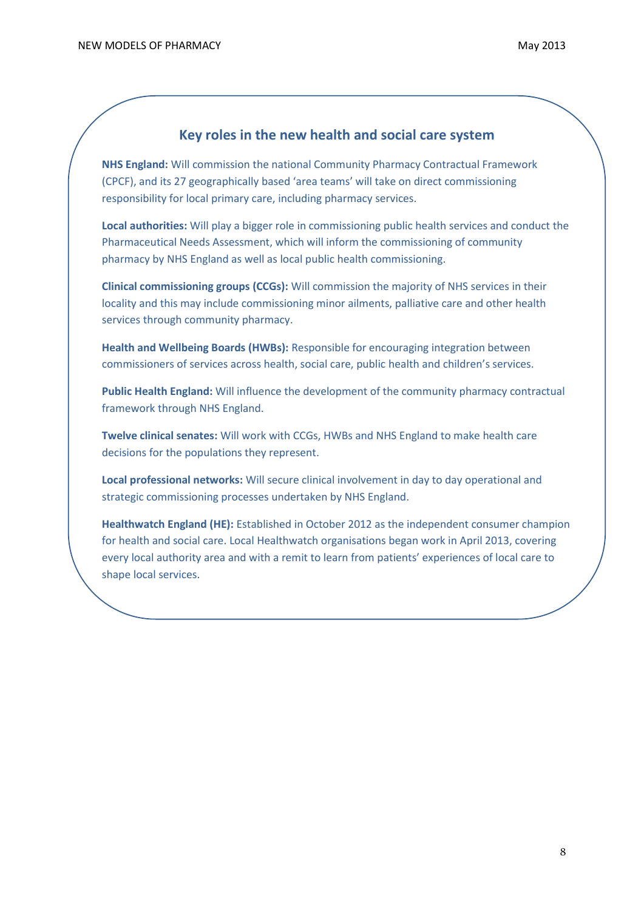## Key roles in the new health and social care system

**NHS England:** Will commission the national Community Pharmacy Contractual Framework (CPCF), and its 27 geographically based 'area teams' will take on direct commissioning responsibility for local primary care, including pharmacy services.

**Local authorities:** Will play a bigger role in commissioning public health services and conduct the Pharmaceutical Needs Assessment, which will inform the commissioning of community pharmacy by NHS England as well as local public health commissioning.

**Clinical commissioning groups (CCGs):** Will commission the majority of NHS services in their locality and this may include commissioning minor ailments, palliative care and other health services through community pharmacy.

**Health and Wellbeing Boards (HWBs):** Responsible for encouraging integration between commissioners of services across health, social care, public health and children's services.

**Public Health England:** Will influence the development of the community pharmacy contractual framework through NHS England.

**Twelve clinical senates:** Will work with CCGs, HWBs and NHS England to make health care decisions for the populations they represent.

**Local professional networks:** Will secure clinical involvement in day to day operational and strategic commissioning processes undertaken by NHS England.

**Healthwatch England (HE):** Established in October 2012 as the independent consumer champion for health and social care. Local Healthwatch organisations began work in April 2013, covering every local authority area and with a remit to learn from patients' experiences of local care to shape local services.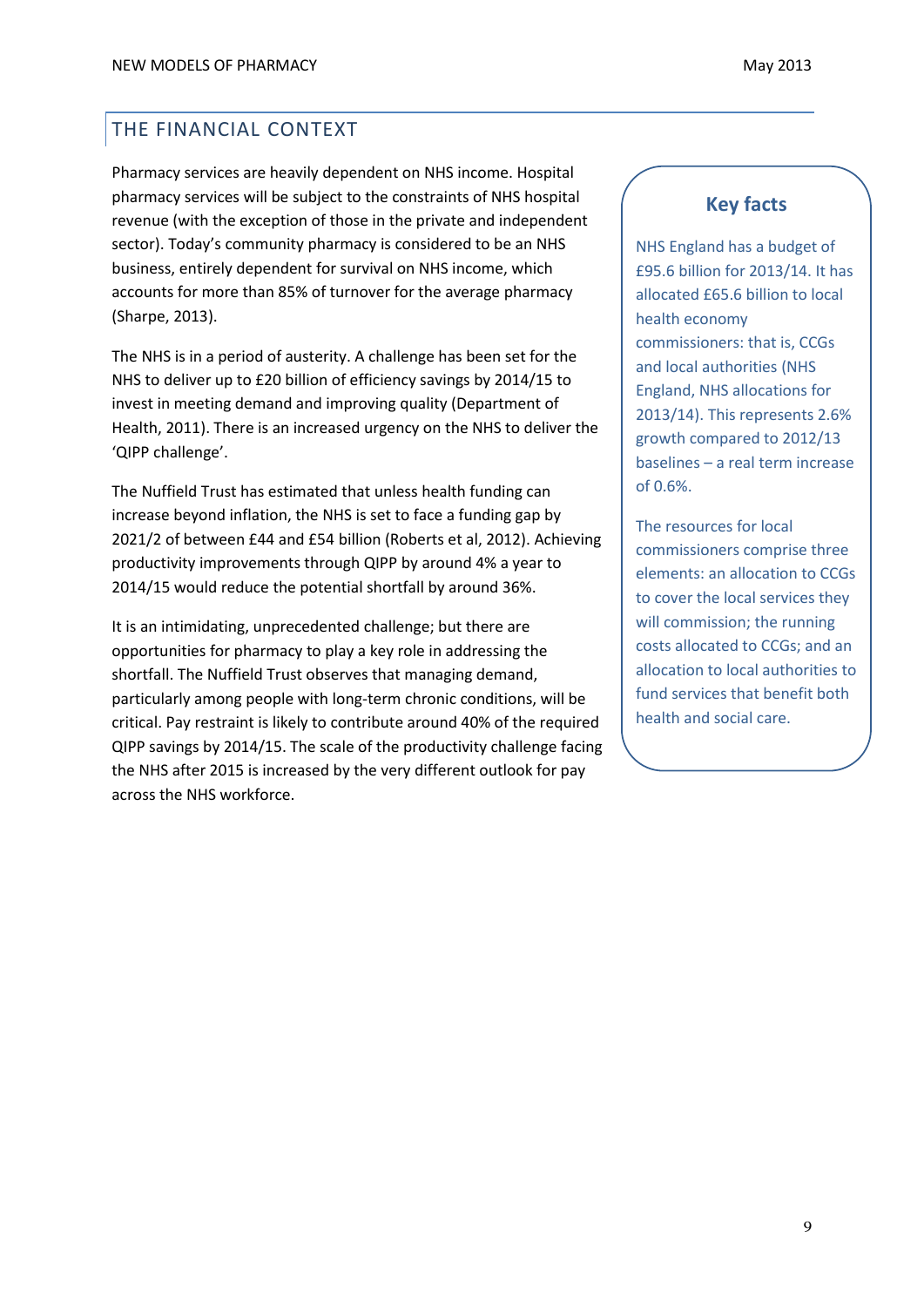## THE FINANCIAL CONTEXT

Pharmacy services are heavily dependent on NHS income. Hospital pharmacy services will be subject to the constraints of NHS hospital revenue (with the exception of those in the private and independent sector). Today's community pharmacy is considered to be an NHS business, entirely dependent for survival on NHS income, which accounts for more than 85% of turnover for the average pharmacy (Sharpe, 2013).

The NHS is in a period of austerity. A challenge has been set for the NHS to deliver up to £20 billion of efficiency savings by 2014/15 to invest in meeting demand and improving quality (Department of Health, 2011). There is an increased urgency on the NHS to deliver the 'QIPP challenge'.

The Nuffield Trust has estimated that unless health funding can increase beyond inflation, the NHS is set to face a funding gap by 2021/2 of between £44 and £54 billion (Roberts et al, 2012). Achieving productivity improvements through QIPP by around 4% a year to 2014/15 would reduce the potential shortfall by around 36%.

It is an intimidating, unprecedented challenge; but there are opportunities for pharmacy to play a key role in addressing the shortfall. The Nuffield Trust observes that managing demand, particularly among people with long-term chronic conditions, will be critical. Pay restraint is likely to contribute around 40% of the required QIPP savings by 2014/15. The scale of the productivity challenge facing the NHS after 2015 is increased by the very different outlook for pay across the NHS workforce.

### Key facts

NHS England has a budget of £95.6 billion for 2013/14. It has allocated £65.6 billion to local health economy commissioners: that is, CCGs and local authorities (NHS England, NHS allocations for 2013/14). This represents 2.6% growth compared to 2012/13 baselines – a real term increase of 0.6%.

The resources for local commissioners comprise three elements: an allocation to CCGs to cover the local services they will commission; the running costs allocated to CCGs; and an allocation to local authorities to fund services that benefit both health and social care.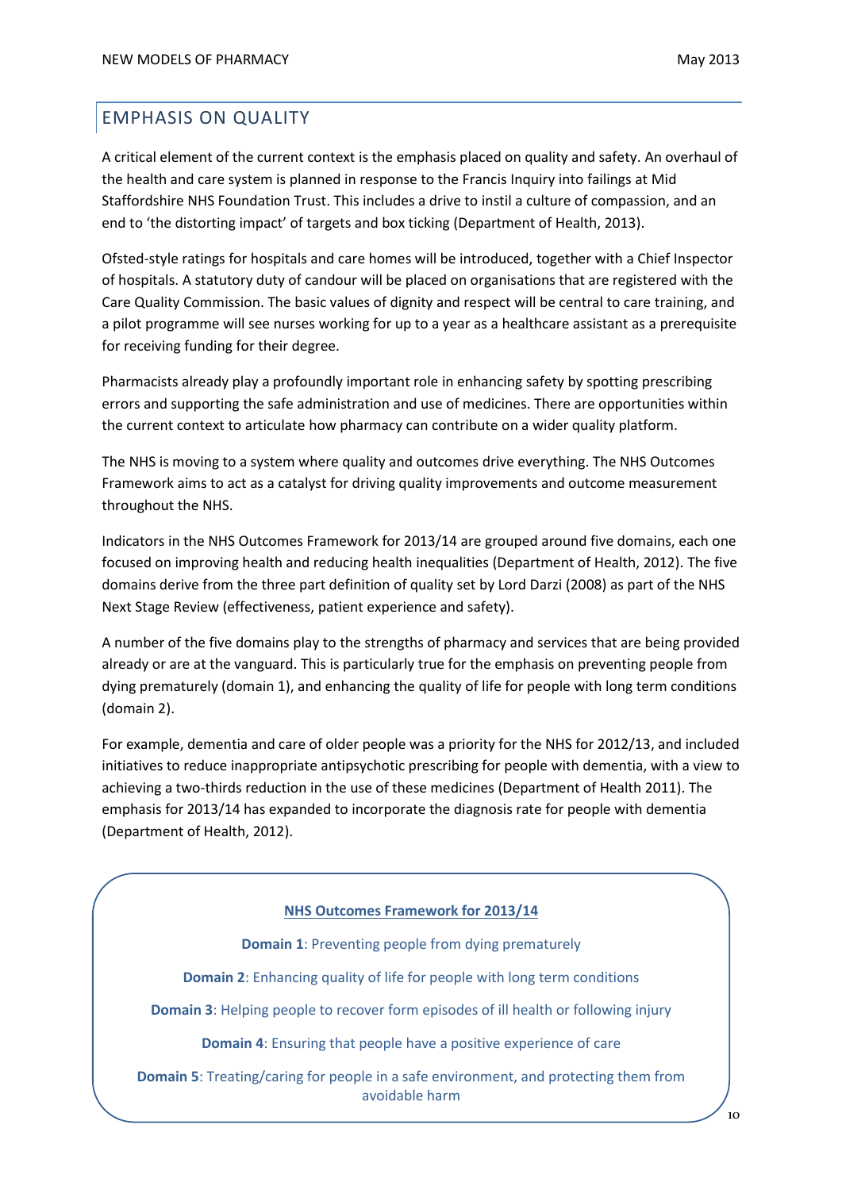## EMPHASIS ON QUALITY

A critical element of the current context is the emphasis placed on quality and safety. An overhaul of the health and care system is planned in response to the Francis Inquiry into failings at Mid Staffordshire NHS Foundation Trust. This includes a drive to instil a culture of compassion, and an end to 'the distorting impact' of targets and box ticking (Department of Health, 2013).

Ofsted-style ratings for hospitals and care homes will be introduced, together with a Chief Inspector of hospitals. A statutory duty of candour will be placed on organisations that are registered with the Care Quality Commission. The basic values of dignity and respect will be central to care training, and a pilot programme will see nurses working for up to a year as a healthcare assistant as a prerequisite for receiving funding for their degree.

Pharmacists already play a profoundly important role in enhancing safety by spotting prescribing errors and supporting the safe administration and use of medicines. There are opportunities within the current context to articulate how pharmacy can contribute on a wider quality platform.

The NHS is moving to a system where quality and outcomes drive everything. The NHS Outcomes Framework aims to act as a catalyst for driving quality improvements and outcome measurement throughout the NHS.

Indicators in the NHS Outcomes Framework for 2013/14 are grouped around five domains, each one focused on improving health and reducing health inequalities (Department of Health, 2012). The five domains derive from the three part definition of quality set by Lord Darzi (2008) as part of the NHS Next Stage Review (effectiveness, patient experience and safety).

A number of the five domains play to the strengths of pharmacy and services that are being provided already or are at the vanguard. This is particularly true for the emphasis on preventing people from dying prematurely (domain 1), and enhancing the quality of life for people with long term conditions (domain 2).

For example, dementia and care of older people was a priority for the NHS for 2012/13, and included initiatives to reduce inappropriate antipsychotic prescribing for people with dementia, with a view to achieving a two-thirds reduction in the use of these medicines (Department of Health 2011). The emphasis for 2013/14 has expanded to incorporate the diagnosis rate for people with dementia (Department of Health, 2012).

**NHS Outcomes Framework for 2013/14**

**Domain 1**: Preventing people from dying prematurely

**Domain 2**: Enhancing quality of life for people with long term conditions

**Domain 3**: Helping people to recover form episodes of ill health or following injury

**Domain 4**: Ensuring that people have a positive experience of care

**Domain 5**: Treating/caring for people in a safe environment, and protecting them from avoidable harm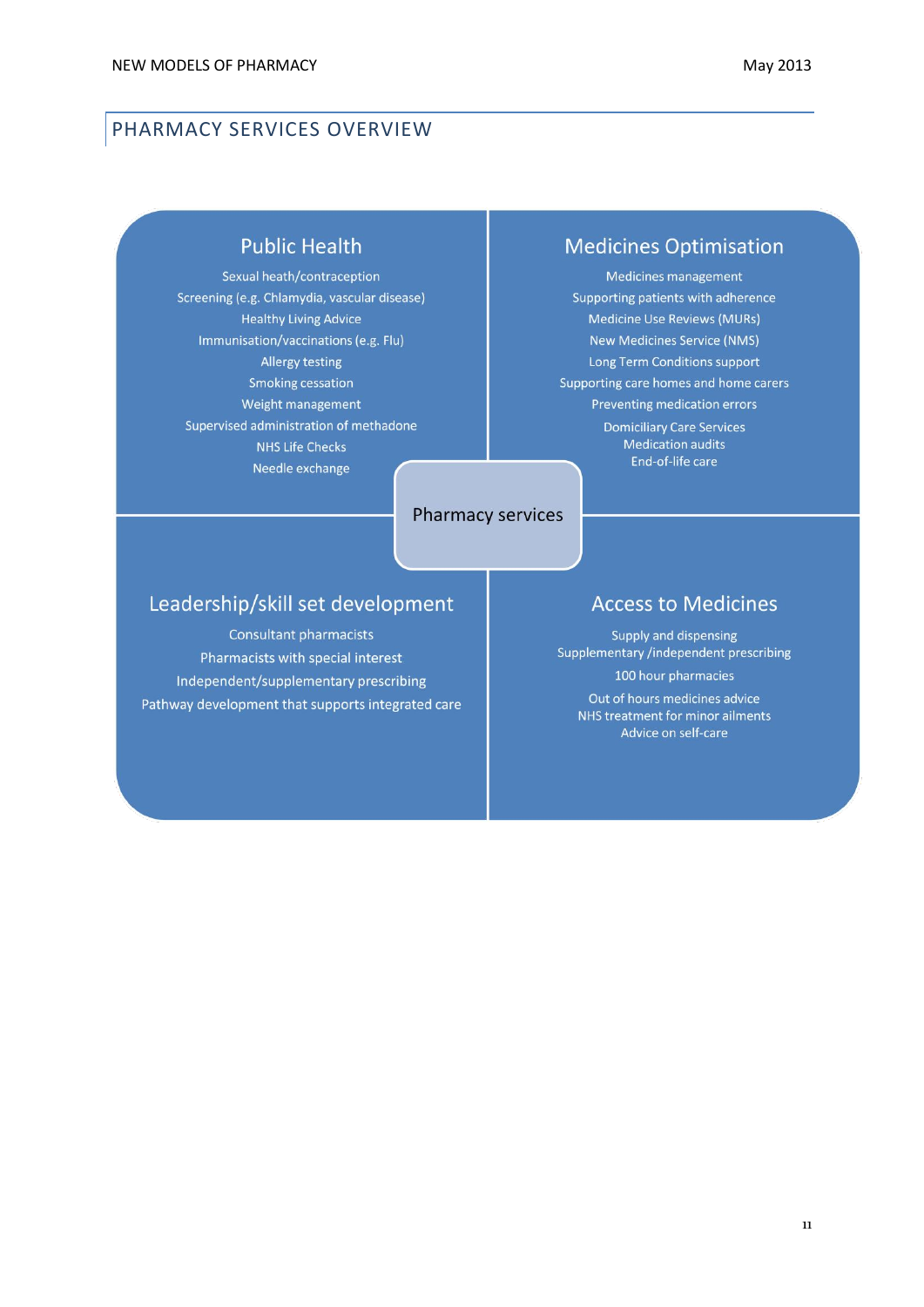## PHARMACY SERVICES OVERVIEW

**Pharmacy services**

### Public Health

- Sexual heath/contraception
- Screening (e.g. Chlamydia, vascular disease)
- Healthy Living Advice
- Immunisation/vaccinations (e.g. Flu)
- Allergy testing
- Smoking cessation
- Weight management
- Supervised administration of methadone
- NHS Life Checks
- Needle exchange

### Medicines Optimisation

- Medicines management
- Supporting patients with adherence
- Medicine Use Reviews (MURs)
- New Medicines Service (NMS)
- Long Term Conditions support
- Supporting care homes and home carers
- Preventing medication errors
- Domiciliary Care Services
- Medication audits
- End-of-life care

### Leadership/skill set development

- Consultant pharmacists
- Pharmacists with special interest
- Independent/supplementary prescribing
- Pathway development that supports integrated care

### Access to Medicines

- Supply and dispensing
- Supplementary /independent prescribing
- 100 hour pharmacies
- Out of hours medicines advice
- NHS treatment for minor ailments
- Advice on self-care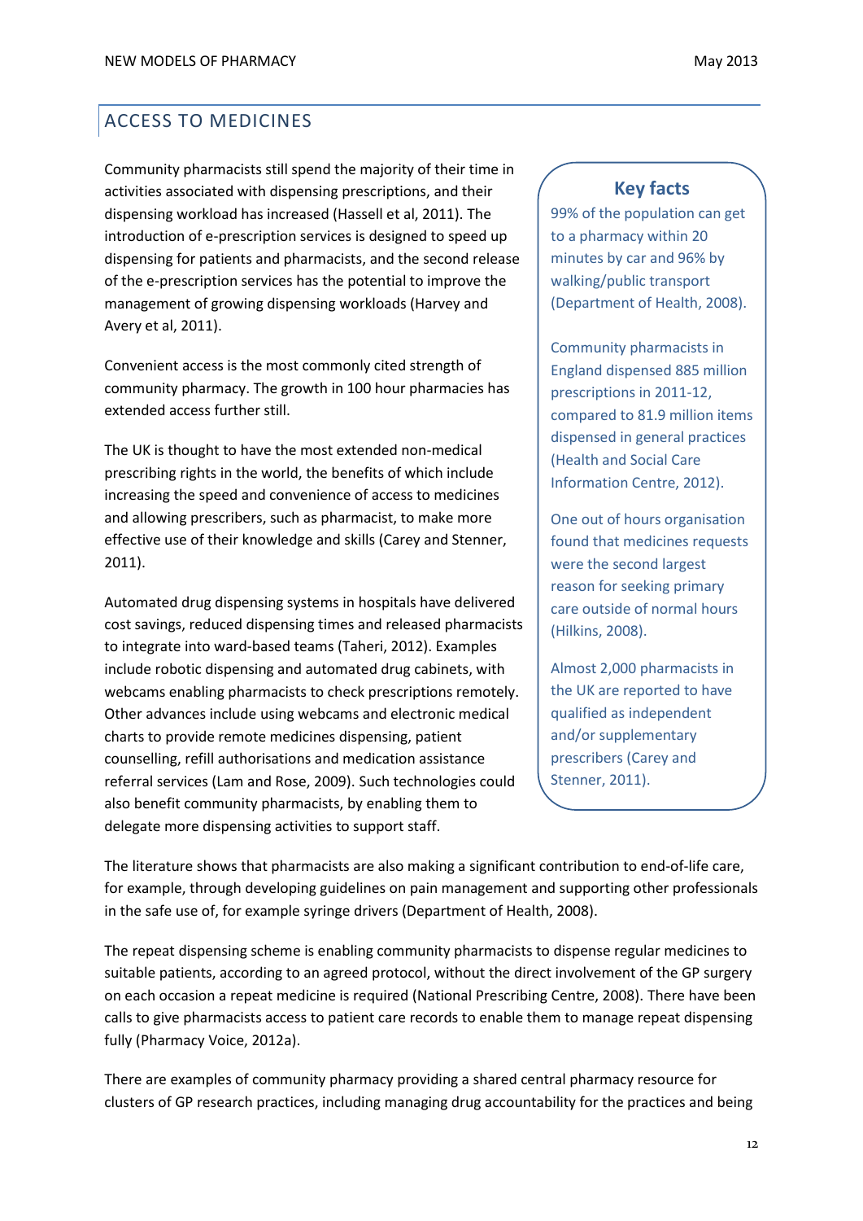## ACCESS TO MEDICINES

Community pharmacists still spend the majority of their time in activities associated with dispensing prescriptions, and their dispensing workload has increased (Hassell et al, 2011). The introduction of e-prescription services is designed to speed up dispensing for patients and pharmacists, and the second release of the e-prescription services has the potential to improve the management of growing dispensing workloads (Harvey and Avery et al, 2011).

Convenient access is the most commonly cited strength of community pharmacy. The growth in 100 hour pharmacies has extended access further still.

The UK is thought to have the most extended non-medical prescribing rights in the world, the benefits of which include increasing the speed and convenience of access to medicines and allowing prescribers, such as pharmacist, to make more effective use of their knowledge and skills (Carey and Stenner, 2011).

Automated drug dispensing systems in hospitals have delivered cost savings, reduced dispensing times and released pharmacists to integrate into ward-based teams (Taheri, 2012). Examples include robotic dispensing and automated drug cabinets, with webcams enabling pharmacists to check prescriptions remotely. Other advances include using webcams and electronic medical charts to provide remote medicines dispensing, patient counselling, refill authorisations and medication assistance referral services (Lam and Rose, 2009). Such technologies could also benefit community pharmacists, by enabling them to delegate more dispensing activities to support staff.

> **Key facts**
>
> 99% of the population can get to a pharmacy within 20 minutes by car and 96% by walking/public transport (Department of Health, 2008).
>
> Community pharmacists in England dispensed 885 million prescriptions in 2011-12, compared to 81.9 million items dispensed in general practices (Health and Social Care Information Centre, 2012).
>
> One out of hours organisation found that medicines requests were the second largest reason for seeking primary care outside of normal hours (Hilkins, 2008).
>
> Almost 2,000 pharmacists in the UK are reported to have qualified as independent and/or supplementary prescribers (Carey and Stenner, 2011).

The literature shows that pharmacists are also making a significant contribution to end-of-life care, for example, through developing guidelines on pain management and supporting other professionals in the safe use of, for example syringe drivers (Department of Health, 2008).

The repeat dispensing scheme is enabling community pharmacists to dispense regular medicines to suitable patients, according to an agreed protocol, without the direct involvement of the GP surgery on each occasion a repeat medicine is required (National Prescribing Centre, 2008). There have been calls to give pharmacists access to patient care records to enable them to manage repeat dispensing fully (Pharmacy Voice, 2012a).

There are examples of community pharmacy providing a shared central pharmacy resource for clusters of GP research practices, including managing drug accountability for the practices and being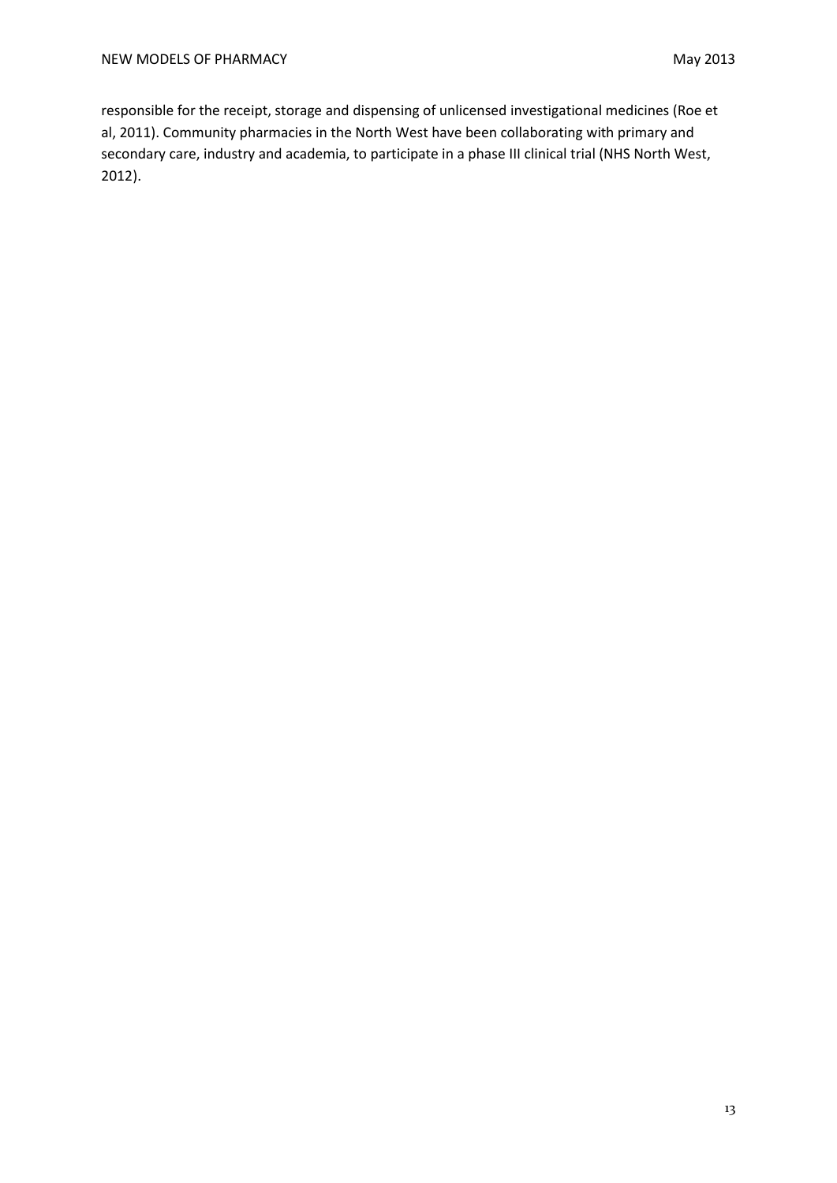responsible for the receipt, storage and dispensing of unlicensed investigational medicines (Roe et al, 2011). Community pharmacies in the North West have been collaborating with primary and secondary care, industry and academia, to participate in a phase III clinical trial (NHS North West, 2012).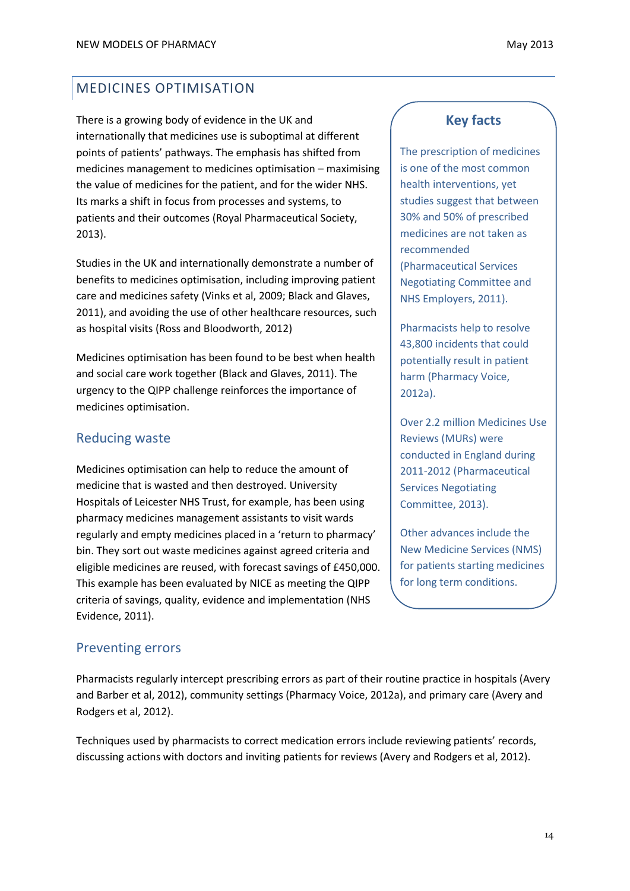## MEDICINES OPTIMISATION

There is a growing body of evidence in the UK and internationally that medicines use is suboptimal at different points of patients' pathways. The emphasis has shifted from medicines management to medicines optimisation – maximising the value of medicines for the patient, and for the wider NHS. Its marks a shift in focus from processes and systems, to patients and their outcomes (Royal Pharmaceutical Society, 2013).

Studies in the UK and internationally demonstrate a number of benefits to medicines optimisation, including improving patient care and medicines safety (Vinks et al, 2009; Black and Glaves, 2011), and avoiding the use of other healthcare resources, such as hospital visits (Ross and Bloodworth, 2012)

Medicines optimisation has been found to be best when health and social care work together (Black and Glaves, 2011). The urgency to the QIPP challenge reinforces the importance of medicines optimisation.

### Key facts

The prescription of medicines is one of the most common health interventions, yet studies suggest that between 30% and 50% of prescribed medicines are not taken as recommended (Pharmaceutical Services Negotiating Committee and NHS Employers, 2011).

Pharmacists help to resolve 43,800 incidents that could potentially result in patient harm (Pharmacy Voice, 2012a).

Over 2.2 million Medicines Use Reviews (MURs) were conducted in England during 2011-2012 (Pharmaceutical Services Negotiating Committee, 2013).

Other advances include the New Medicine Services (NMS) for patients starting medicines for long term conditions.

### Reducing waste

Medicines optimisation can help to reduce the amount of medicine that is wasted and then destroyed. University Hospitals of Leicester NHS Trust, for example, has been using pharmacy medicines management assistants to visit wards regularly and empty medicines placed in a 'return to pharmacy' bin. They sort out waste medicines against agreed criteria and eligible medicines are reused, with forecast savings of £450,000. This example has been evaluated by NICE as meeting the QIPP criteria of savings, quality, evidence and implementation (NHS Evidence, 2011).

### Preventing errors

Pharmacists regularly intercept prescribing errors as part of their routine practice in hospitals (Avery and Barber et al, 2012), community settings (Pharmacy Voice, 2012a), and primary care (Avery and Rodgers et al, 2012).

Techniques used by pharmacists to correct medication errors include reviewing patients' records, discussing actions with doctors and inviting patients for reviews (Avery and Rodgers et al, 2012).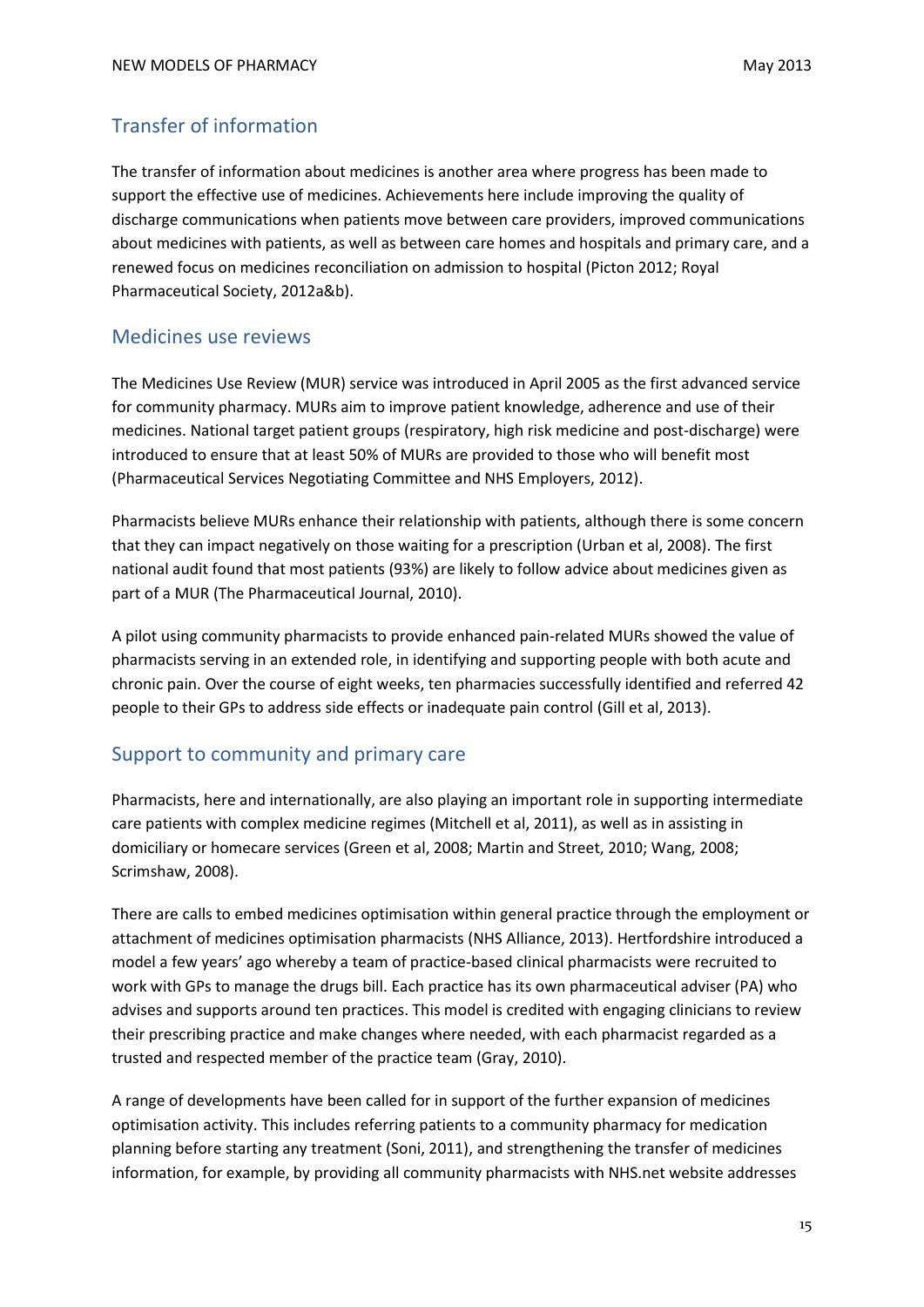## Transfer of information

The transfer of information about medicines is another area where progress has been made to support the effective use of medicines. Achievements here include improving the quality of discharge communications when patients move between care providers, improved communications about medicines with patients, as well as between care homes and hospitals and primary care, and a renewed focus on medicines reconciliation on admission to hospital (Picton 2012; Royal Pharmaceutical Society, 2012a&b).

## Medicines use reviews

The Medicines Use Review (MUR) service was introduced in April 2005 as the first advanced service for community pharmacy. MURs aim to improve patient knowledge, adherence and use of their medicines. National target patient groups (respiratory, high risk medicine and post-discharge) were introduced to ensure that at least 50% of MURs are provided to those who will benefit most (Pharmaceutical Services Negotiating Committee and NHS Employers, 2012).

Pharmacists believe MURs enhance their relationship with patients, although there is some concern that they can impact negatively on those waiting for a prescription (Urban et al, 2008). The first national audit found that most patients (93%) are likely to follow advice about medicines given as part of a MUR (The Pharmaceutical Journal, 2010).

A pilot using community pharmacists to provide enhanced pain-related MURs showed the value of pharmacists serving in an extended role, in identifying and supporting people with both acute and chronic pain. Over the course of eight weeks, ten pharmacies successfully identified and referred 42 people to their GPs to address side effects or inadequate pain control (Gill et al, 2013).

## Support to community and primary care

Pharmacists, here and internationally, are also playing an important role in supporting intermediate care patients with complex medicine regimes (Mitchell et al, 2011), as well as in assisting in domiciliary or homecare services (Green et al, 2008; Martin and Street, 2010; Wang, 2008; Scrimshaw, 2008).

There are calls to embed medicines optimisation within general practice through the employment or attachment of medicines optimisation pharmacists (NHS Alliance, 2013). Hertfordshire introduced a model a few years' ago whereby a team of practice-based clinical pharmacists were recruited to work with GPs to manage the drugs bill. Each practice has its own pharmaceutical adviser (PA) who advises and supports around ten practices. This model is credited with engaging clinicians to review their prescribing practice and make changes where needed, with each pharmacist regarded as a trusted and respected member of the practice team (Gray, 2010).

A range of developments have been called for in support of the further expansion of medicines optimisation activity. This includes referring patients to a community pharmacy for medication planning before starting any treatment (Soni, 2011), and strengthening the transfer of medicines information, for example, by providing all community pharmacists with NHS.net website addresses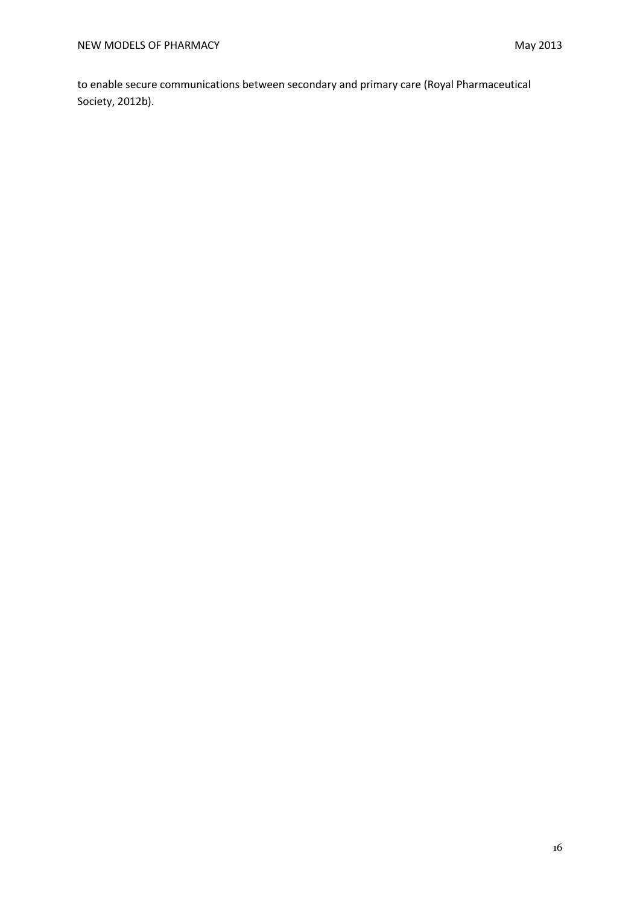to enable secure communications between secondary and primary care (Royal Pharmaceutical Society, 2012b).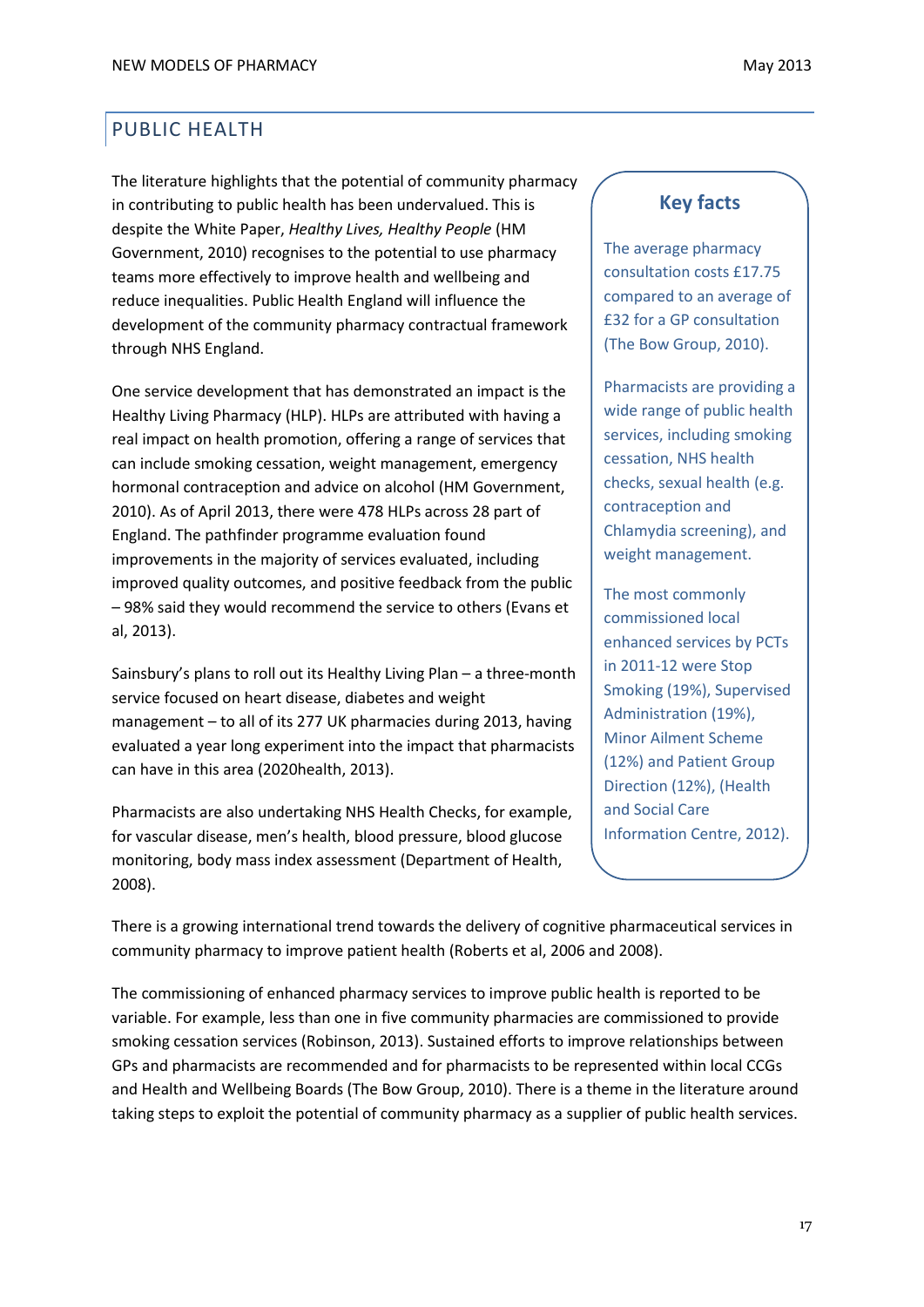## PUBLIC HEALTH

The literature highlights that the potential of community pharmacy in contributing to public health has been undervalued. This is despite the White Paper, *Healthy Lives, Healthy People* (HM Government, 2010) recognises to the potential to use pharmacy teams more effectively to improve health and wellbeing and reduce inequalities. Public Health England will influence the development of the community pharmacy contractual framework through NHS England.

One service development that has demonstrated an impact is the Healthy Living Pharmacy (HLP). HLPs are attributed with having a real impact on health promotion, offering a range of services that can include smoking cessation, weight management, emergency hormonal contraception and advice on alcohol (HM Government, 2010). As of April 2013, there were 478 HLPs across 28 part of England. The pathfinder programme evaluation found improvements in the majority of services evaluated, including improved quality outcomes, and positive feedback from the public – 98% said they would recommend the service to others (Evans et al, 2013).

Sainsbury's plans to roll out its Healthy Living Plan – a three-month service focused on heart disease, diabetes and weight management – to all of its 277 UK pharmacies during 2013, having evaluated a year long experiment into the impact that pharmacists can have in this area (2020health, 2013).

Pharmacists are also undertaking NHS Health Checks, for example, for vascular disease, men's health, blood pressure, blood glucose monitoring, body mass index assessment (Department of Health, 2008).

> **Key facts**
>
> The average pharmacy consultation costs £17.75 compared to an average of £32 for a GP consultation (The Bow Group, 2010).
>
> Pharmacists are providing a wide range of public health services, including smoking cessation, NHS health checks, sexual health (e.g. contraception and Chlamydia screening), and weight management.
>
> The most commonly commissioned local enhanced services by PCTs in 2011-12 were Stop Smoking (19%), Supervised Administration (19%), Minor Ailment Scheme (12%) and Patient Group Direction (12%), (Health and Social Care Information Centre, 2012).

There is a growing international trend towards the delivery of cognitive pharmaceutical services in community pharmacy to improve patient health (Roberts et al, 2006 and 2008).

The commissioning of enhanced pharmacy services to improve public health is reported to be variable. For example, less than one in five community pharmacies are commissioned to provide smoking cessation services (Robinson, 2013). Sustained efforts to improve relationships between GPs and pharmacists are recommended and for pharmacists to be represented within local CCGs and Health and Wellbeing Boards (The Bow Group, 2010). There is a theme in the literature around taking steps to exploit the potential of community pharmacy as a supplier of public health services.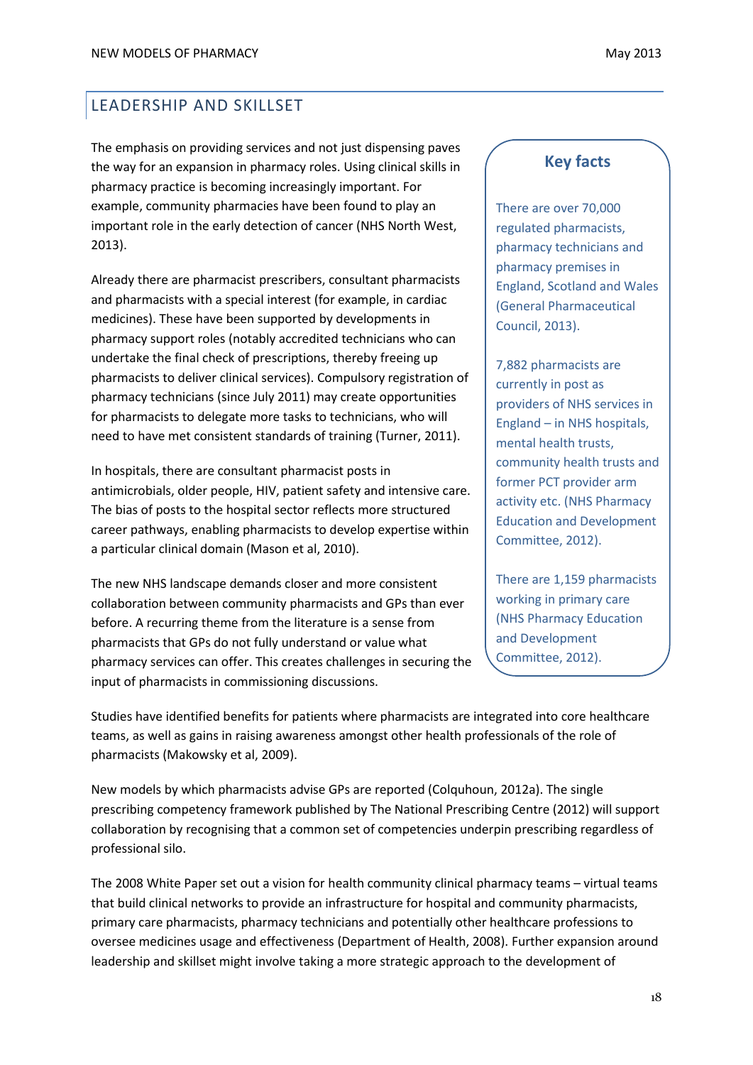## LEADERSHIP AND SKILLSET

The emphasis on providing services and not just dispensing paves the way for an expansion in pharmacy roles. Using clinical skills in pharmacy practice is becoming increasingly important. For example, community pharmacies have been found to play an important role in the early detection of cancer (NHS North West, 2013).

Already there are pharmacist prescribers, consultant pharmacists and pharmacists with a special interest (for example, in cardiac medicines). These have been supported by developments in pharmacy support roles (notably accredited technicians who can undertake the final check of prescriptions, thereby freeing up pharmacists to deliver clinical services). Compulsory registration of pharmacy technicians (since July 2011) may create opportunities for pharmacists to delegate more tasks to technicians, who will need to have met consistent standards of training (Turner, 2011).

In hospitals, there are consultant pharmacist posts in antimicrobials, older people, HIV, patient safety and intensive care. The bias of posts to the hospital sector reflects more structured career pathways, enabling pharmacists to develop expertise within a particular clinical domain (Mason et al, 2010).

The new NHS landscape demands closer and more consistent collaboration between community pharmacists and GPs than ever before. A recurring theme from the literature is a sense from pharmacists that GPs do not fully understand or value what pharmacy services can offer. This creates challenges in securing the input of pharmacists in commissioning discussions.

> **Key facts**
>
> There are over 70,000 regulated pharmacists, pharmacy technicians and pharmacy premises in England, Scotland and Wales (General Pharmaceutical Council, 2013).
>
> 7,882 pharmacists are currently in post as providers of NHS services in England – in NHS hospitals, mental health trusts, community health trusts and former PCT provider arm activity etc. (NHS Pharmacy Education and Development Committee, 2012).
>
> There are 1,159 pharmacists working in primary care (NHS Pharmacy Education and Development Committee, 2012).

Studies have identified benefits for patients where pharmacists are integrated into core healthcare teams, as well as gains in raising awareness amongst other health professionals of the role of pharmacists (Makowsky et al, 2009).

New models by which pharmacists advise GPs are reported (Colquhoun, 2012a). The single prescribing competency framework published by The National Prescribing Centre (2012) will support collaboration by recognising that a common set of competencies underpin prescribing regardless of professional silo.

The 2008 White Paper set out a vision for health community clinical pharmacy teams – virtual teams that build clinical networks to provide an infrastructure for hospital and community pharmacists, primary care pharmacists, pharmacy technicians and potentially other healthcare professions to oversee medicines usage and effectiveness (Department of Health, 2008). Further expansion around leadership and skillset might involve taking a more strategic approach to the development of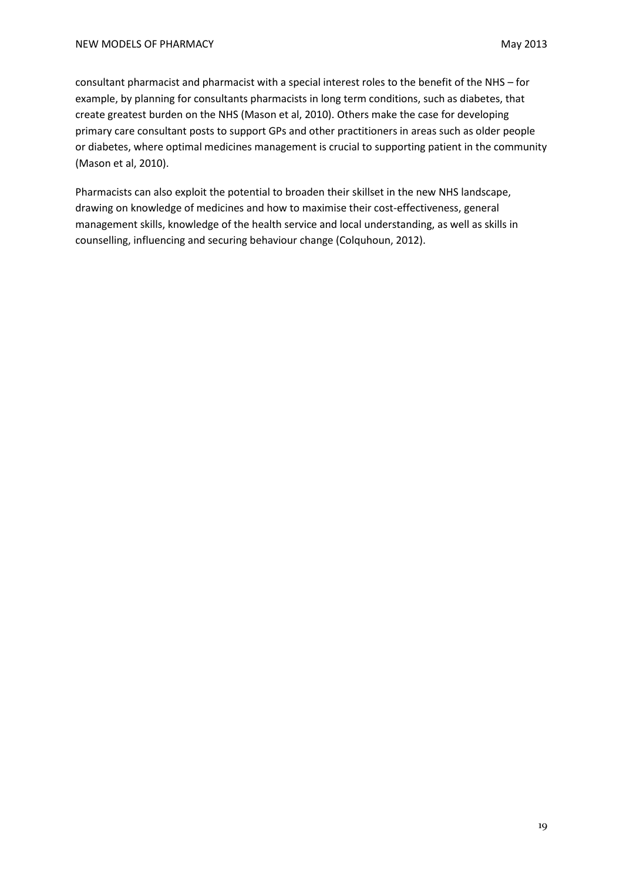consultant pharmacist and pharmacist with a special interest roles to the benefit of the NHS – for example, by planning for consultants pharmacists in long term conditions, such as diabetes, that create greatest burden on the NHS (Mason et al, 2010). Others make the case for developing primary care consultant posts to support GPs and other practitioners in areas such as older people or diabetes, where optimal medicines management is crucial to supporting patient in the community (Mason et al, 2010).

Pharmacists can also exploit the potential to broaden their skillset in the new NHS landscape, drawing on knowledge of medicines and how to maximise their cost-effectiveness, general management skills, knowledge of the health service and local understanding, as well as skills in counselling, influencing and securing behaviour change (Colquhoun, 2012).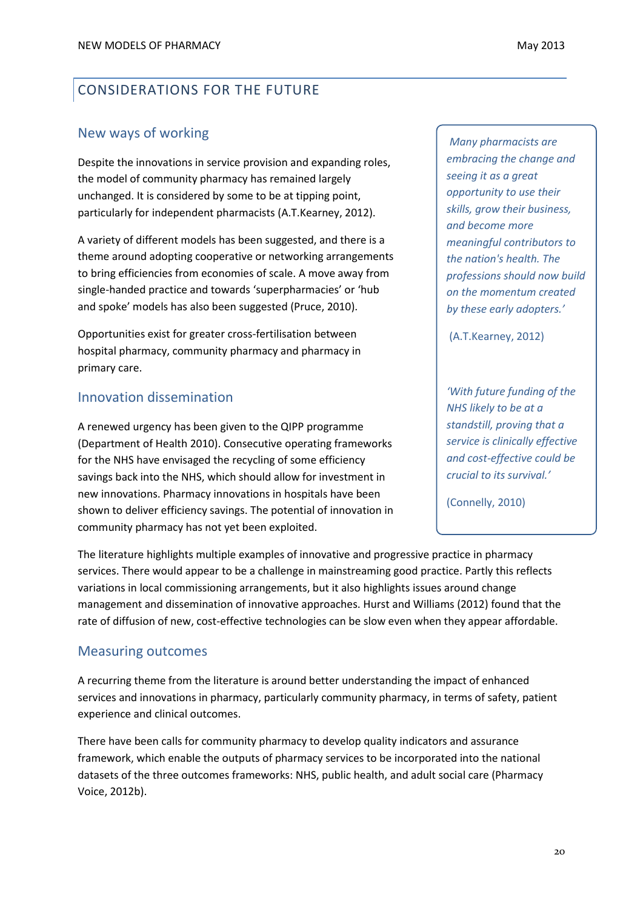## CONSIDERATIONS FOR THE FUTURE

### New ways of working

Despite the innovations in service provision and expanding roles, the model of community pharmacy has remained largely unchanged. It is considered by some to be at tipping point, particularly for independent pharmacists (A.T.Kearney, 2012).

A variety of different models has been suggested, and there is a theme around adopting cooperative or networking arrangements to bring efficiencies from economies of scale. A move away from single-handed practice and towards 'superpharmacies' or 'hub and spoke' models has also been suggested (Pruce, 2010).

Opportunities exist for greater cross-fertilisation between hospital pharmacy, community pharmacy and pharmacy in primary care.

> *Many pharmacists are embracing the change and seeing it as a great opportunity to use their skills, grow their business, and become more meaningful contributors to the nation's health. The professions should now build on the momentum created by these early adopters.'*
>
> (A.T.Kearney, 2012)

> *'With future funding of the NHS likely to be at a standstill, proving that a service is clinically effective and cost-effective could be crucial to its survival.'*
>
> (Connelly, 2010)

### Innovation dissemination

A renewed urgency has been given to the QIPP programme (Department of Health 2010). Consecutive operating frameworks for the NHS have envisaged the recycling of some efficiency savings back into the NHS, which should allow for investment in new innovations. Pharmacy innovations in hospitals have been shown to deliver efficiency savings. The potential of innovation in community pharmacy has not yet been exploited.

The literature highlights multiple examples of innovative and progressive practice in pharmacy services. There would appear to be a challenge in mainstreaming good practice. Partly this reflects variations in local commissioning arrangements, but it also highlights issues around change management and dissemination of innovative approaches. Hurst and Williams (2012) found that the rate of diffusion of new, cost-effective technologies can be slow even when they appear affordable.

### Measuring outcomes

A recurring theme from the literature is around better understanding the impact of enhanced services and innovations in pharmacy, particularly community pharmacy, in terms of safety, patient experience and clinical outcomes.

There have been calls for community pharmacy to develop quality indicators and assurance framework, which enable the outputs of pharmacy services to be incorporated into the national datasets of the three outcomes frameworks: NHS, public health, and adult social care (Pharmacy Voice, 2012b).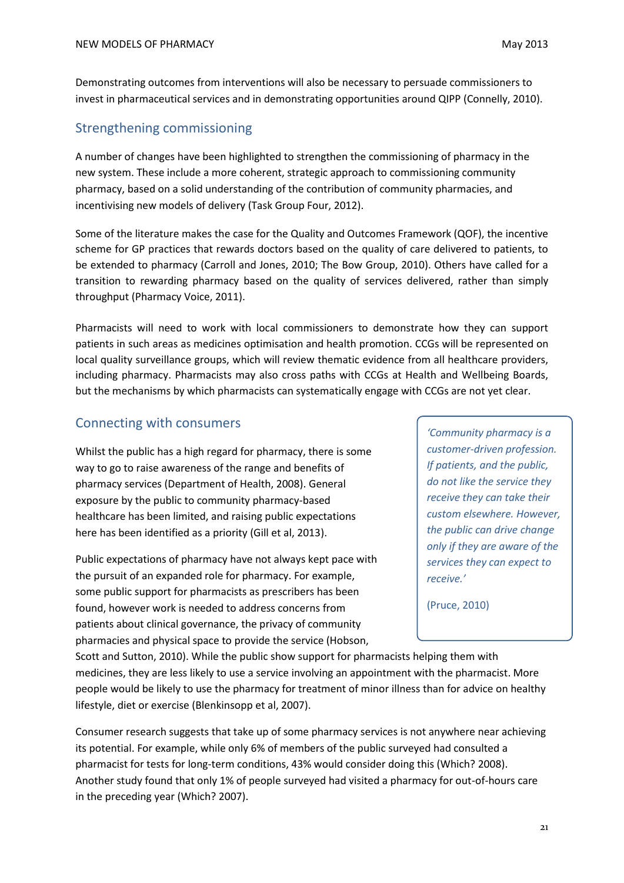Demonstrating outcomes from interventions will also be necessary to persuade commissioners to invest in pharmaceutical services and in demonstrating opportunities around QIPP (Connelly, 2010).

## Strengthening commissioning

A number of changes have been highlighted to strengthen the commissioning of pharmacy in the new system. These include a more coherent, strategic approach to commissioning community pharmacy, based on a solid understanding of the contribution of community pharmacies, and incentivising new models of delivery (Task Group Four, 2012).

Some of the literature makes the case for the Quality and Outcomes Framework (QOF), the incentive scheme for GP practices that rewards doctors based on the quality of care delivered to patients, to be extended to pharmacy (Carroll and Jones, 2010; The Bow Group, 2010). Others have called for a transition to rewarding pharmacy based on the quality of services delivered, rather than simply throughput (Pharmacy Voice, 2011).

Pharmacists will need to work with local commissioners to demonstrate how they can support patients in such areas as medicines optimisation and health promotion. CCGs will be represented on local quality surveillance groups, which will review thematic evidence from all healthcare providers, including pharmacy. Pharmacists may also cross paths with CCGs at Health and Wellbeing Boards, but the mechanisms by which pharmacists can systematically engage with CCGs are not yet clear.

## Connecting with consumers

Whilst the public has a high regard for pharmacy, there is some way to go to raise awareness of the range and benefits of pharmacy services (Department of Health, 2008). General exposure by the public to community pharmacy-based healthcare has been limited, and raising public expectations here has been identified as a priority (Gill et al, 2013).

> *'Community pharmacy is a customer-driven profession. If patients, and the public, do not like the service they receive they can take their custom elsewhere. However, the public can drive change only if they are aware of the services they can expect to receive.'*
>
> (Pruce, 2010)

Public expectations of pharmacy have not always kept pace with the pursuit of an expanded role for pharmacy. For example, some public support for pharmacists as prescribers has been found, however work is needed to address concerns from patients about clinical governance, the privacy of community pharmacies and physical space to provide the service (Hobson, Scott and Sutton, 2010). While the public show support for pharmacists helping them with medicines, they are less likely to use a service involving an appointment with the pharmacist. More people would be likely to use the pharmacy for treatment of minor illness than for advice on healthy lifestyle, diet or exercise (Blenkinsopp et al, 2007).

Consumer research suggests that take up of some pharmacy services is not anywhere near achieving its potential. For example, while only 6% of members of the public surveyed had consulted a pharmacist for tests for long-term conditions, 43% would consider doing this (Which? 2008). Another study found that only 1% of people surveyed had visited a pharmacy for out-of-hours care in the preceding year (Which? 2007).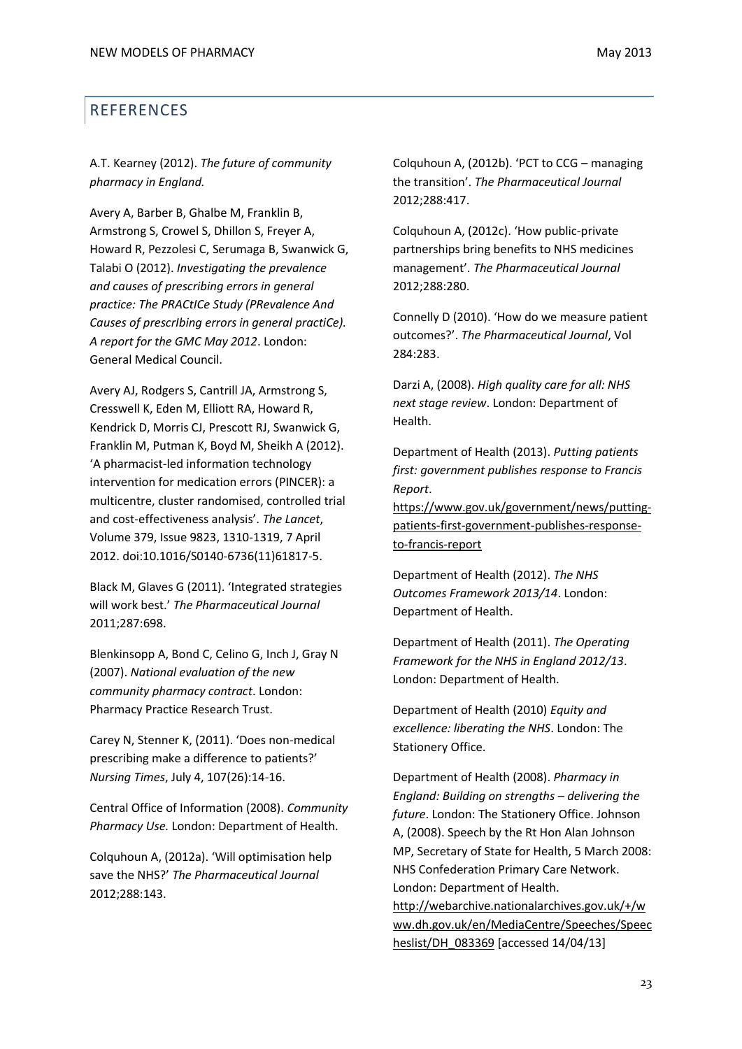## REFERENCES

A.T. Kearney (2012). *The future of community pharmacy in England.*

Avery A, Barber B, Ghalbe M, Franklin B, Armstrong S, Crowel S, Dhillon S, Freyer A, Howard R, Pezzolesi C, Serumaga B, Swanwick G, Talabi O (2012). *Investigating the prevalence and causes of prescribing errors in general practice: The PRACtICe Study (PRevalence And Causes of prescrIbing errors in general practiCe). A report for the GMC May 2012*. London: General Medical Council.

Avery AJ, Rodgers S, Cantrill JA, Armstrong S, Cresswell K, Eden M, Elliott RA, Howard R, Kendrick D, Morris CJ, Prescott RJ, Swanwick G, Franklin M, Putman K, Boyd M, Sheikh A (2012). 'A pharmacist-led information technology intervention for medication errors (PINCER): a multicentre, cluster randomised, controlled trial and cost-effectiveness analysis'. *The Lancet*, Volume 379, Issue 9823, 1310-1319, 7 April 2012. doi:10.1016/S0140-6736(11)61817-5.

Black M, Glaves G (2011). 'Integrated strategies will work best.' *The Pharmaceutical Journal* 2011;287:698.

Blenkinsopp A, Bond C, Celino G, Inch J, Gray N (2007). *National evaluation of the new community pharmacy contract*. London: Pharmacy Practice Research Trust.

Carey N, Stenner K, (2011). 'Does non-medical prescribing make a difference to patients?' *Nursing Times*, July 4, 107(26):14-16.

Central Office of Information (2008). *Community Pharmacy Use.* London: Department of Health.

Colquhoun A, (2012a). 'Will optimisation help save the NHS?' *The Pharmaceutical Journal* 2012;288:143.

Colquhoun A, (2012b). 'PCT to CCG – managing the transition'. *The Pharmaceutical Journal* 2012;288:417.

Colquhoun A, (2012c). 'How public-private partnerships bring benefits to NHS medicines management'. *The Pharmaceutical Journal* 2012;288:280.

Connelly D (2010). 'How do we measure patient outcomes?'. *The Pharmaceutical Journal*, Vol 284:283.

Darzi A, (2008). *High quality care for all: NHS next stage review*. London: Department of Health.

Department of Health (2013). *Putting patients first: government publishes response to Francis Report*. https://www.gov.uk/government/news/putting-patients-first-government-publishes-response-to-francis-report

Department of Health (2012). *The NHS Outcomes Framework 2013/14*. London: Department of Health.

Department of Health (2011). *The Operating Framework for the NHS in England 2012/13*. London: Department of Health.

Department of Health (2010) *Equity and excellence: liberating the NHS*. London: The Stationery Office.

Department of Health (2008). *Pharmacy in England: Building on strengths – delivering the future*. London: The Stationery Office. Johnson A, (2008). Speech by the Rt Hon Alan Johnson MP, Secretary of State for Health, 5 March 2008: NHS Confederation Primary Care Network. London: Department of Health. http://webarchive.nationalarchives.gov.uk/+/www.dh.gov.uk/en/MediaCentre/Speeches/Speecheslist/DH_083369 [accessed 14/04/13]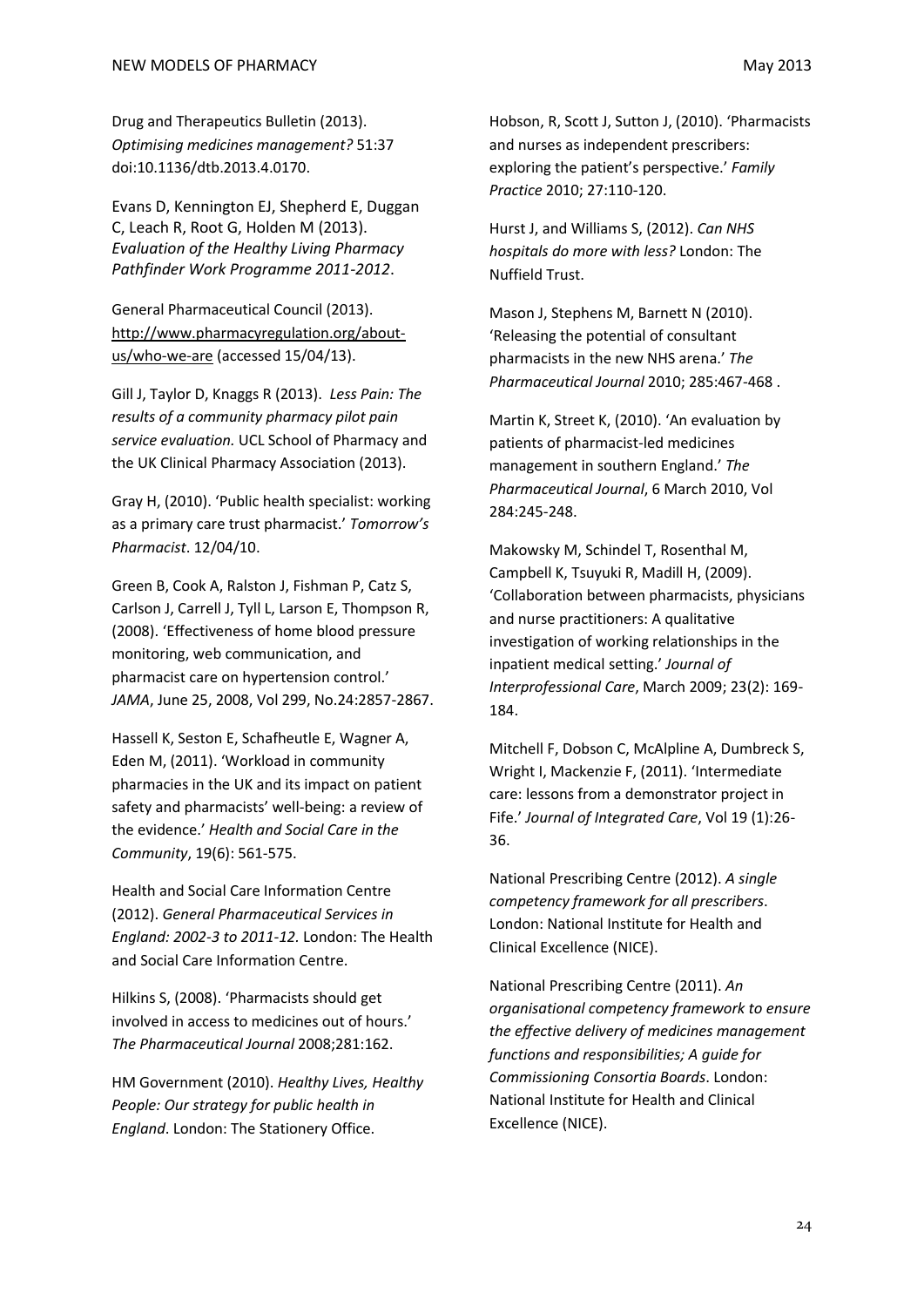Drug and Therapeutics Bulletin (2013). *Optimising medicines management?* 51:37 doi:10.1136/dtb.2013.4.0170.

Evans D, Kennington EJ, Shepherd E, Duggan C, Leach R, Root G, Holden M (2013). *Evaluation of the Healthy Living Pharmacy Pathfinder Work Programme 2011-2012*.

General Pharmaceutical Council (2013). http://www.pharmacyregulation.org/about-us/who-we-are (accessed 15/04/13).

Gill J, Taylor D, Knaggs R (2013). *Less Pain: The results of a community pharmacy pilot pain service evaluation.* UCL School of Pharmacy and the UK Clinical Pharmacy Association (2013).

Gray H, (2010). 'Public health specialist: working as a primary care trust pharmacist.' *Tomorrow's Pharmacist*. 12/04/10.

Green B, Cook A, Ralston J, Fishman P, Catz S, Carlson J, Carrell J, Tyll L, Larson E, Thompson R, (2008). 'Effectiveness of home blood pressure monitoring, web communication, and pharmacist care on hypertension control.' *JAMA*, June 25, 2008, Vol 299, No.24:2857-2867.

Hassell K, Seston E, Schafheutle E, Wagner A, Eden M, (2011). 'Workload in community pharmacies in the UK and its impact on patient safety and pharmacists' well-being: a review of the evidence.' *Health and Social Care in the Community*, 19(6): 561-575.

Health and Social Care Information Centre (2012). *General Pharmaceutical Services in England: 2002-3 to 2011-12.* London: The Health and Social Care Information Centre.

Hilkins S, (2008). 'Pharmacists should get involved in access to medicines out of hours.' *The Pharmaceutical Journal* 2008;281:162.

HM Government (2010). *Healthy Lives, Healthy People: Our strategy for public health in England*. London: The Stationery Office.

Hobson, R, Scott J, Sutton J, (2010). 'Pharmacists and nurses as independent prescribers: exploring the patient's perspective.' *Family Practice* 2010; 27:110-120.

Hurst J, and Williams S, (2012). *Can NHS hospitals do more with less?* London: The Nuffield Trust.

Mason J, Stephens M, Barnett N (2010). 'Releasing the potential of consultant pharmacists in the new NHS arena.' *The Pharmaceutical Journal* 2010; 285:467-468 .

Martin K, Street K, (2010). 'An evaluation by patients of pharmacist-led medicines management in southern England.' *The Pharmaceutical Journal*, 6 March 2010, Vol 284:245-248.

Makowsky M, Schindel T, Rosenthal M, Campbell K, Tsuyuki R, Madill H, (2009). 'Collaboration between pharmacists, physicians and nurse practitioners: A qualitative investigation of working relationships in the inpatient medical setting.' *Journal of Interprofessional Care*, March 2009; 23(2): 169-184.

Mitchell F, Dobson C, McAlpline A, Dumbreck S, Wright I, Mackenzie F, (2011). 'Intermediate care: lessons from a demonstrator project in Fife.' *Journal of Integrated Care*, Vol 19 (1):26-36.

National Prescribing Centre (2012). *A single competency framework for all prescribers*. London: National Institute for Health and Clinical Excellence (NICE).

National Prescribing Centre (2011). *An organisational competency framework to ensure the effective delivery of medicines management functions and responsibilities; A guide for Commissioning Consortia Boards*. London: National Institute for Health and Clinical Excellence (NICE).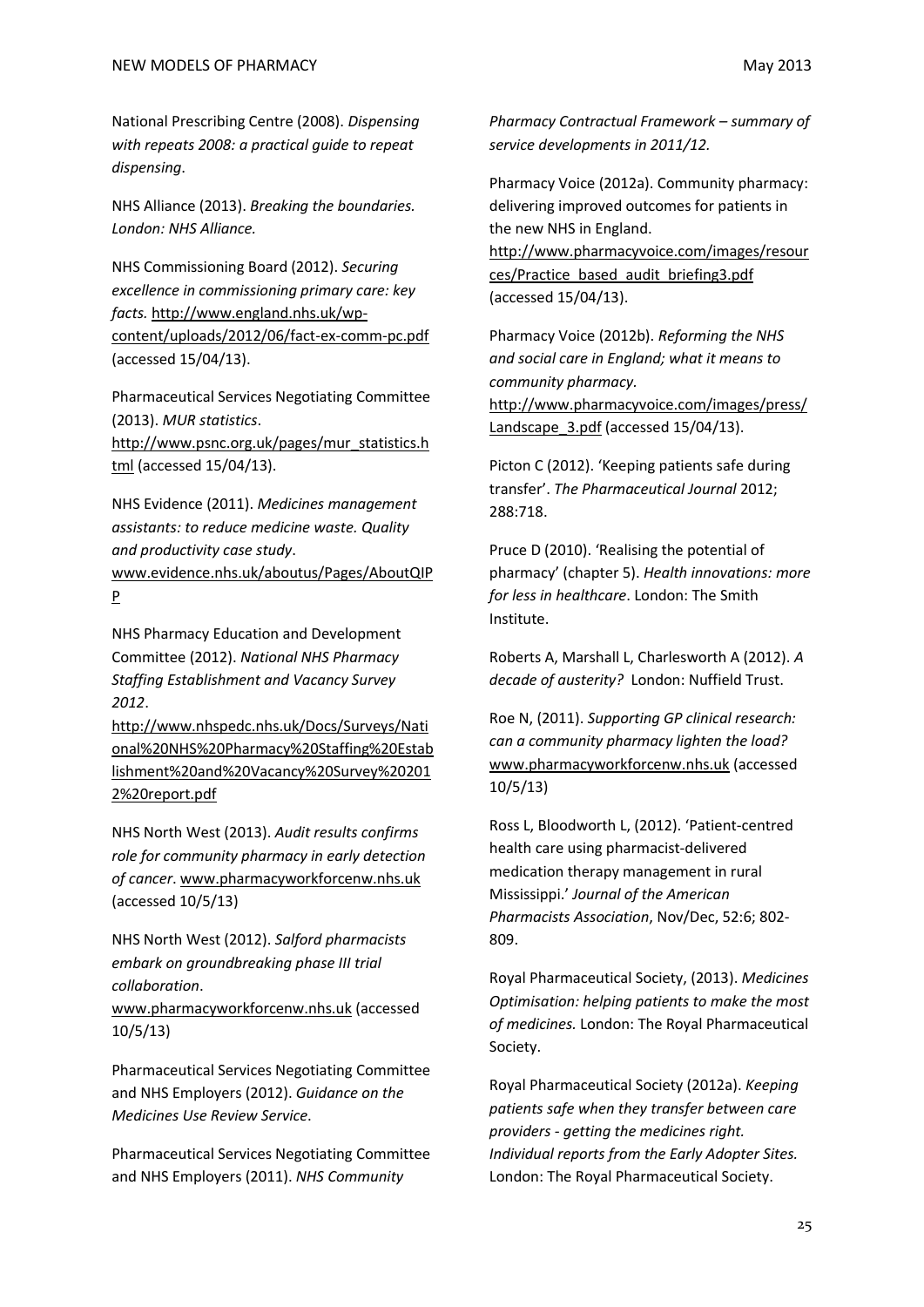National Prescribing Centre (2008). *Dispensing with repeats 2008: a practical guide to repeat dispensing*.

NHS Alliance (2013). *Breaking the boundaries. London: NHS Alliance.*

NHS Commissioning Board (2012). *Securing excellence in commissioning primary care: key facts.* http://www.england.nhs.uk/wp-content/uploads/2012/06/fact-ex-comm-pc.pdf (accessed 15/04/13).

Pharmaceutical Services Negotiating Committee (2013). *MUR statistics*. http://www.psnc.org.uk/pages/mur_statistics.html (accessed 15/04/13).

NHS Evidence (2011). *Medicines management assistants: to reduce medicine waste. Quality and productivity case study*. www.evidence.nhs.uk/aboutus/Pages/AboutQIPP

NHS Pharmacy Education and Development Committee (2012). *National NHS Pharmacy Staffing Establishment and Vacancy Survey 2012*. http://www.nhspedc.nhs.uk/Docs/Surveys/National%20NHS%20Pharmacy%20Staffing%20Establishment%20and%20Vacancy%20Survey%202012%20report.pdf

NHS North West (2013). *Audit results confirms role for community pharmacy in early detection of cancer*. www.pharmacyworkforcenw.nhs.uk (accessed 10/5/13)

NHS North West (2012). *Salford pharmacists embark on groundbreaking phase III trial collaboration*. www.pharmacyworkforcenw.nhs.uk (accessed 10/5/13)

Pharmaceutical Services Negotiating Committee and NHS Employers (2012). *Guidance on the Medicines Use Review Service*.

Pharmaceutical Services Negotiating Committee and NHS Employers (2011). *NHS Community Pharmacy Contractual Framework – summary of service developments in 2011/12.*

Pharmacy Voice (2012a). Community pharmacy: delivering improved outcomes for patients in the new NHS in England. http://www.pharmacyvoice.com/images/resources/Practice_based_audit_briefing3.pdf (accessed 15/04/13).

Pharmacy Voice (2012b). *Reforming the NHS and social care in England; what it means to community pharmacy.* http://www.pharmacyvoice.com/images/press/Landscape_3.pdf (accessed 15/04/13).

Picton C (2012). 'Keeping patients safe during transfer'. *The Pharmaceutical Journal* 2012; 288:718.

Pruce D (2010). 'Realising the potential of pharmacy' (chapter 5). *Health innovations: more for less in healthcare*. London: The Smith Institute.

Roberts A, Marshall L, Charlesworth A (2012). *A decade of austerity?* London: Nuffield Trust.

Roe N, (2011). *Supporting GP clinical research: can a community pharmacy lighten the load?* www.pharmacyworkforcenw.nhs.uk (accessed 10/5/13)

Ross L, Bloodworth L, (2012). 'Patient-centred health care using pharmacist-delivered medication therapy management in rural Mississippi.' *Journal of the American Pharmacists Association*, Nov/Dec, 52:6; 802-809.

Royal Pharmaceutical Society, (2013). *Medicines Optimisation: helping patients to make the most of medicines.* London: The Royal Pharmaceutical Society.

Royal Pharmaceutical Society (2012a). *Keeping patients safe when they transfer between care providers - getting the medicines right. Individual reports from the Early Adopter Sites.* London: The Royal Pharmaceutical Society.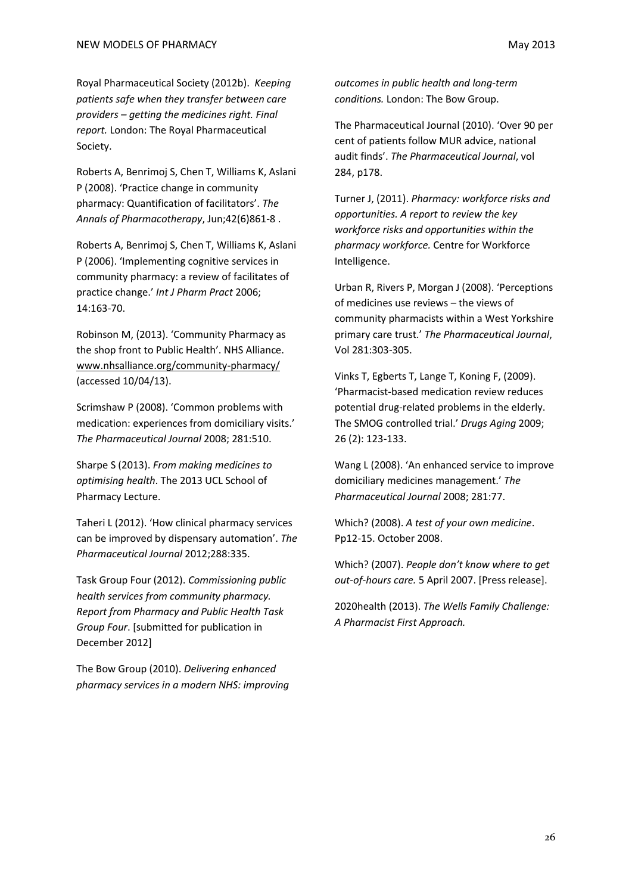Royal Pharmaceutical Society (2012b). *Keeping patients safe when they transfer between care providers – getting the medicines right. Final report.* London: The Royal Pharmaceutical Society.

Roberts A, Benrimoj S, Chen T, Williams K, Aslani P (2008). 'Practice change in community pharmacy: Quantification of facilitators'. *The Annals of Pharmacotherapy*, Jun;42(6)861-8 .

Roberts A, Benrimoj S, Chen T, Williams K, Aslani P (2006). 'Implementing cognitive services in community pharmacy: a review of facilitates of practice change.' *Int J Pharm Pract* 2006; 14:163-70.

Robinson M, (2013). 'Community Pharmacy as the shop front to Public Health'. NHS Alliance. www.nhsalliance.org/community-pharmacy/ (accessed 10/04/13).

Scrimshaw P (2008). 'Common problems with medication: experiences from domiciliary visits.' *The Pharmaceutical Journal* 2008; 281:510.

Sharpe S (2013). *From making medicines to optimising health*. The 2013 UCL School of Pharmacy Lecture.

Taheri L (2012). 'How clinical pharmacy services can be improved by dispensary automation'. *The Pharmaceutical Journal* 2012;288:335.

Task Group Four (2012). *Commissioning public health services from community pharmacy. Report from Pharmacy and Public Health Task Group Four*. [submitted for publication in December 2012]

The Bow Group (2010). *Delivering enhanced pharmacy services in a modern NHS: improving outcomes in public health and long-term conditions.* London: The Bow Group.

The Pharmaceutical Journal (2010). 'Over 90 per cent of patients follow MUR advice, national audit finds'. *The Pharmaceutical Journal*, vol 284, p178.

Turner J, (2011). *Pharmacy: workforce risks and opportunities. A report to review the key workforce risks and opportunities within the pharmacy workforce.* Centre for Workforce Intelligence.

Urban R, Rivers P, Morgan J (2008). 'Perceptions of medicines use reviews – the views of community pharmacists within a West Yorkshire primary care trust.' *The Pharmaceutical Journal*, Vol 281:303-305.

Vinks T, Egberts T, Lange T, Koning F, (2009). 'Pharmacist-based medication review reduces potential drug-related problems in the elderly. The SMOG controlled trial.' *Drugs Aging* 2009; 26 (2): 123-133.

Wang L (2008). 'An enhanced service to improve domiciliary medicines management.' *The Pharmaceutical Journal* 2008; 281:77.

Which? (2008). *A test of your own medicine*. Pp12-15. October 2008.

Which? (2007). *People don't know where to get out-of-hours care.* 5 April 2007. [Press release].

2020health (2013). *The Wells Family Challenge: A Pharmacist First Approach.*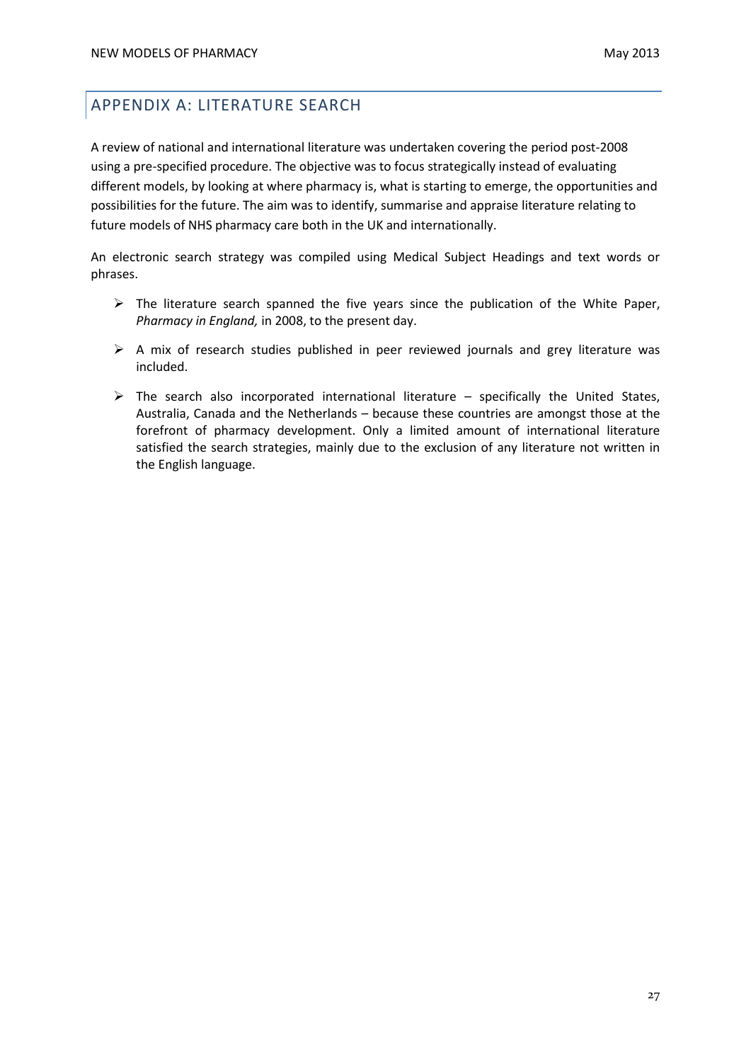## APPENDIX A: LITERATURE SEARCH

A review of national and international literature was undertaken covering the period post-2008 using a pre-specified procedure. The objective was to focus strategically instead of evaluating different models, by looking at where pharmacy is, what is starting to emerge, the opportunities and possibilities for the future. The aim was to identify, summarise and appraise literature relating to future models of NHS pharmacy care both in the UK and internationally.

An electronic search strategy was compiled using Medical Subject Headings and text words or phrases.

- The literature search spanned the five years since the publication of the White Paper, *Pharmacy in England,* in 2008, to the present day.
- A mix of research studies published in peer reviewed journals and grey literature was included.
- The search also incorporated international literature – specifically the United States, Australia, Canada and the Netherlands – because these countries are amongst those at the forefront of pharmacy development. Only a limited amount of international literature satisfied the search strategies, mainly due to the exclusion of any literature not written in the English language.